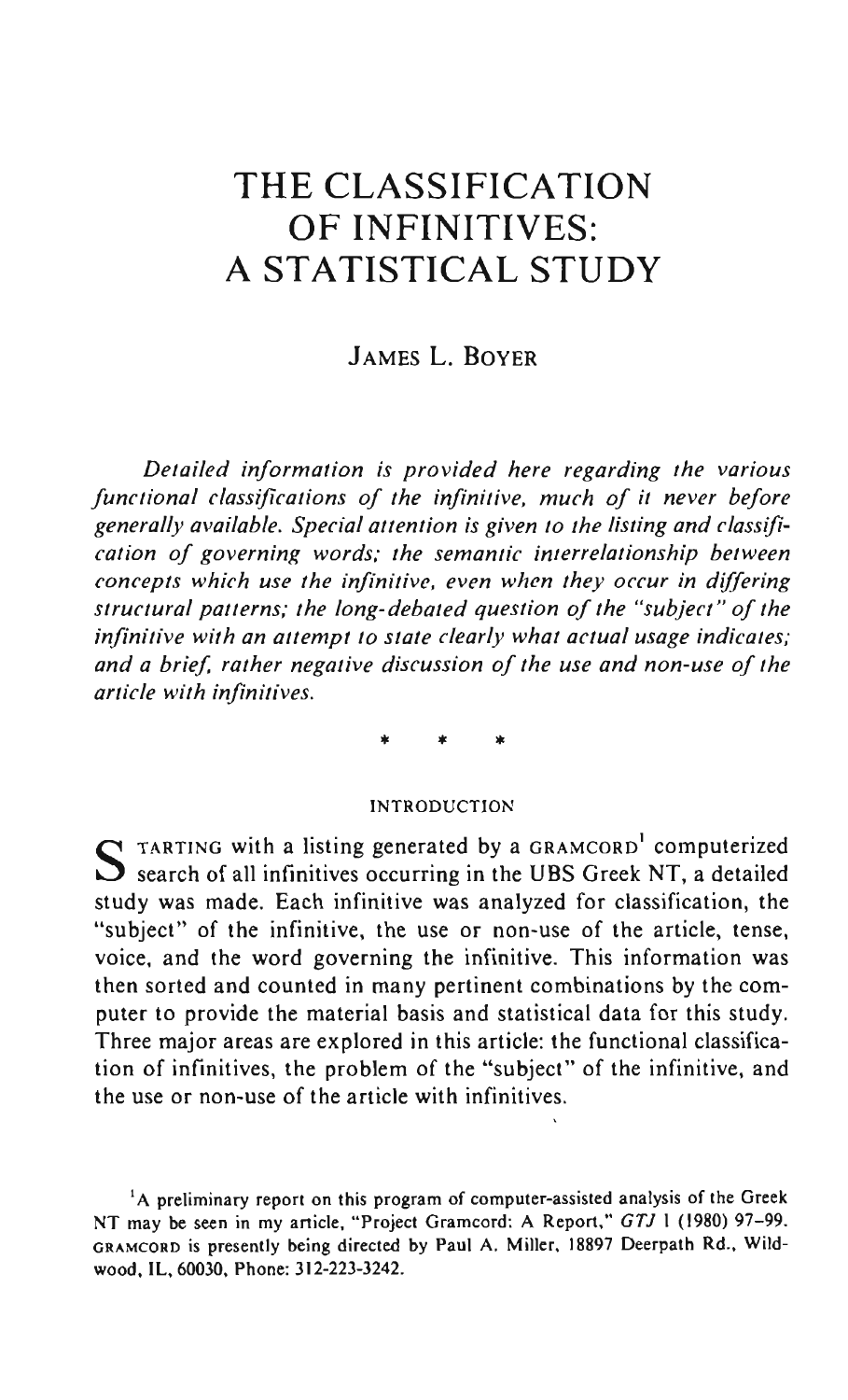# THE CLASSIFICATION OF INFINITIVES: A STATISTICAL STUDY

JAMES L. BOYER

*Detailed information is provided here regarding the various functional classifications of the infinitive, much of it never before generally available. Special attention is given to the listing and classification of governing words; the semantic interrelationship between concepts which use the infinitive, even when they occur in differing structural patterns; the long-debated question of the "subject" of the infinitive with an attempt to state clearly what actual usage indicates; and a brief, rather negative discussion of the use and non-use of the article with infinitives.*

\* \* \*

#### INTRODUCTION

STARTING with a listing generated by a GRAMCORD[1] computerized search of all infinitives occurring in the UBS Greek NT, a detailed study was made. Each infinitive was analyzed for classification, the "subject" of the infinitive, the use or non-use of the article, tense, voice, and the word governing the infinitive. This information was then sorted and counted in many pertinent combinations by the computer to provide the material basis and statistical data for this study. Three major areas are explored in this article: the functional classification of infinitives, the problem of the "subject" of the infinitive, and the use or non-use of the article with infinitives.

[1]A preliminary report on this program of computer-assisted analysis of the Greek NT may be seen in my article, "Project Gramcord: A Report," *GTJ* 1 (1980) 97–99. GRAMCORD is presently being directed by Paul A. Miller, 18897 Deerpath Rd., Wildwood, IL, 60030, Phone: 312-223-3242.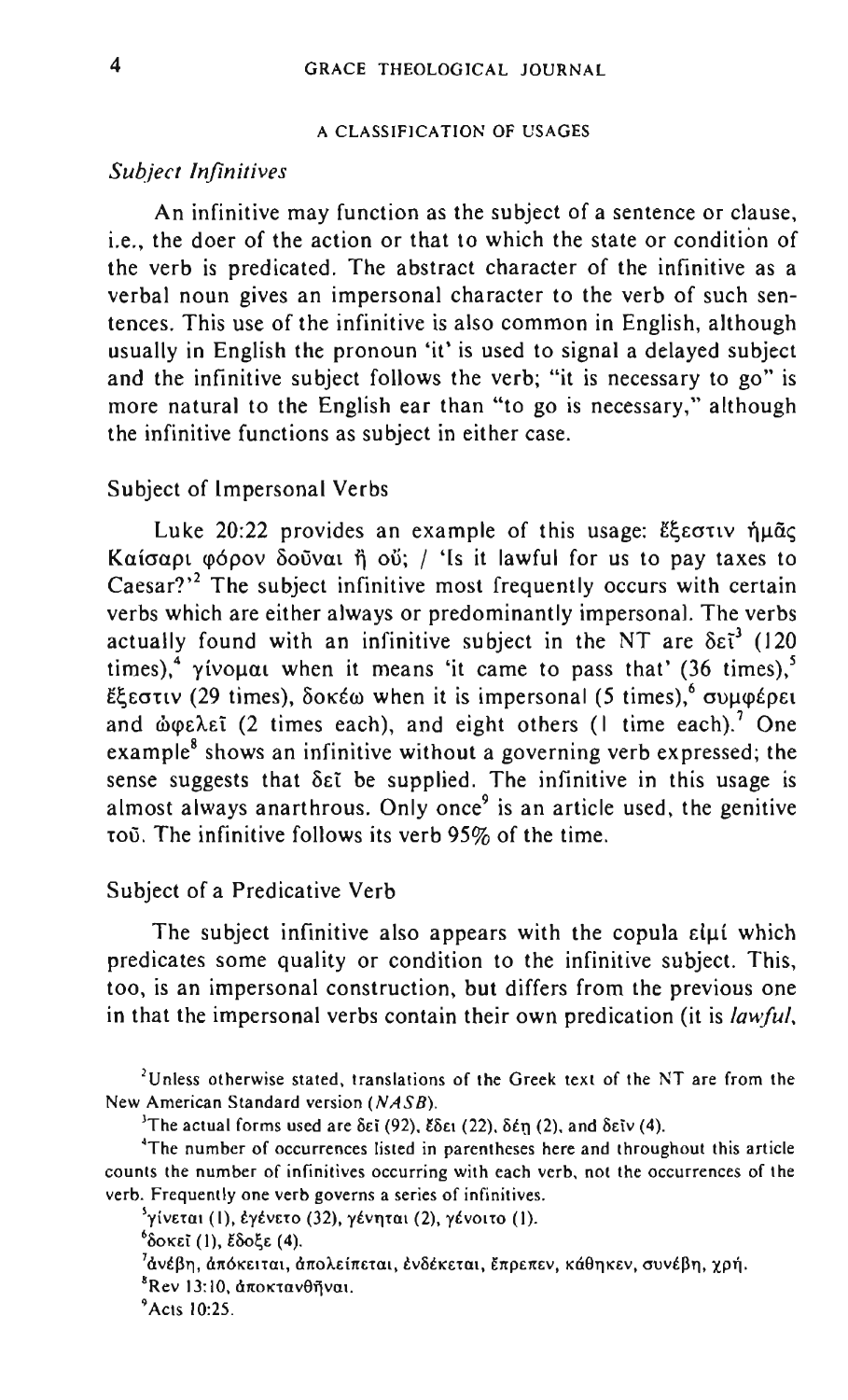## A CLASSIFICATION OF USAGES

### *Subject Infinitives*

An infinitive may function as the subject of a sentence or clause, i.e., the doer of the action or that to which the state or condition of the verb is predicated. The abstract character of the infinitive as a verbal noun gives an impersonal character to the verb of such sentences. This use of the infinitive is also common in English, although usually in English the pronoun 'it' is used to signal a delayed subject and the infinitive subject follows the verb; "it is necessary to go" is more natural to the English ear than "to go is necessary," although the infinitive functions as subject in either case.

#### Subject of Impersonal Verbs

Luke 20:22 provides an example of this usage: ἔξεστιν ἡμᾶς Καίσαρι φόρον δοῦναι ἢ οὔ; / 'Is it lawful for us to pay taxes to Caesar?'[2] The subject infinitive most frequently occurs with certain verbs which are either always or predominantly impersonal. The verbs actually found with an infinitive subject in the NT are δεῖ[3] (120 times),[4] γίνομαι when it means 'it came to pass that' (36 times),[5] ἔξεστιν (29 times), δοκέω when it is impersonal (5 times),[6] συμφέρει and ὠφελεῖ (2 times each), and eight others (1 time each).[7] One example[8] shows an infinitive without a governing verb expressed; the sense suggests that δεῖ be supplied. The infinitive in this usage is almost always anarthrous. Only once[9] is an article used, the genitive τοῦ. The infinitive follows its verb 95% of the time.

#### Subject of a Predicative Verb

The subject infinitive also appears with the copula εἰμί which predicates some quality or condition to the infinitive subject. This, too, is an impersonal construction, but differs from the previous one in that the impersonal verbs contain their own predication (it is *lawful*,

[2] Unless otherwise stated, translations of the Greek text of the NT are from the New American Standard version (*NASB*).

[3] The actual forms used are δεῖ (92), ἔδει (22), δέῃ (2), and δεῖν (4).

[4] The number of occurrences listed in parentheses here and throughout this article counts the number of infinitives occurring with each verb, not the occurrences of the verb. Frequently one verb governs a series of infinitives.

[5] γίνεται (1), ἐγένετο (32), γένηται (2), γένοιτο (1).

[6] δοκεῖ (1), ἔδοξε (4).

[7] ἀνέβη, ἀπόκειται, ἀπολείπεται, ἐνδέκεται, ἔπρεπεν, κάθηκεν, συνέβη, χρή.

[8] Rev 13:10, ἀποκτανθῆναι.

[9] Acts 10:25.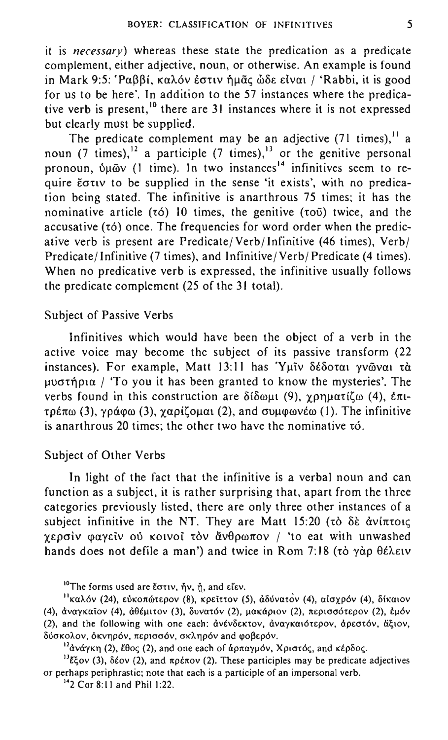it is *necessary*) whereas these state the predication as a predicate complement, either adjective, noun, or otherwise. An example is found in Mark 9:5: 'Ραββί, καλόν ἐστιν ἡμᾶς ὧδε εἶναι / 'Rabbi, it is good for us to be here'. In addition to the 57 instances where the predicative verb is present,[10] there are 31 instances where it is not expressed but clearly must be supplied.

The predicate complement may be an adjective (71 times),[11] a noun (7 times),[12] a participle (7 times),[13] or the genitive personal pronoun, ὑμῶν (1 time). In two instances[14] infinitives seem to require ἔστιν to be supplied in the sense 'it exists', with no predication being stated. The infinitive is anarthrous 75 times; it has the nominative article (τό) 10 times, the genitive (τοῦ) twice, and the accusative (τό) once. The frequencies for word order when the predicative verb is present are Predicate/Verb/Infinitive (46 times), Verb/Predicate/Infinitive (7 times), and Infinitive/Verb/Predicate (4 times). When no predicative verb is expressed, the infinitive usually follows the predicate complement (25 of the 31 total).

### Subject of Passive Verbs

Infinitives which would have been the object of a verb in the active voice may become the subject of its passive transform (22 instances). For example, Matt 13:11 has Ὑμῖν δέδοται γνῶναι τὰ μυστήρια / 'To you it has been granted to know the mysteries'. The verbs found in this construction are δίδωμι (9), χρηματίζω (4), ἐπιτρέπω (3), γράφω (3), χαρίζομαι (2), and συμφωνέω (1). The infinitive is anarthrous 20 times; the other two have the nominative τό.

### Subject of Other Verbs

In light of the fact that the infinitive is a verbal noun and can function as a subject, it is rather surprising that, apart from the three categories previously listed, there are only three other instances of a subject infinitive in the NT. They are Matt 15:20 (τὸ δὲ ἀνίπτοις χερσὶν φαγεῖν οὐ κοινοῖ τὸν ἄνθρωπον / 'to eat with unwashed hands does not defile a man') and twice in Rom 7:18 (τὸ γὰρ θέλειν

---

[10]The forms used are ἔστιν, ἦν, ᾖ, and εἴεν.

[11]καλόν (24), εὐκοπώτερον (8), κρεῖττον (5), ἀδύνατον (4), αἰσχρόν (4), δίκαιον (4), ἀναγκαῖον (4), ἀθέμιτον (3), δυνατόν (2), μακάριον (2), περισσότερον (2), ἐμόν (2), and the following with one each: ἀνένδεκτον, ἀναγκαιότερον, ἀρεστόν, ἄξιον, δύσκολον, ὀκνηρόν, περισσόν, σκληρόν and φοβερόν.

[12]ἀνάγκη (2), ἔθος (2), and one each of ἁρπαγμόν, Χριστός, and κέρδος.

[13]ἔξον (3), δέον (2), and πρέπον (2). These participles may be predicate adjectives or perhaps periphrastic; note that each is a participle of an impersonal verb.

[14]2 Cor 8:11 and Phil 1:22.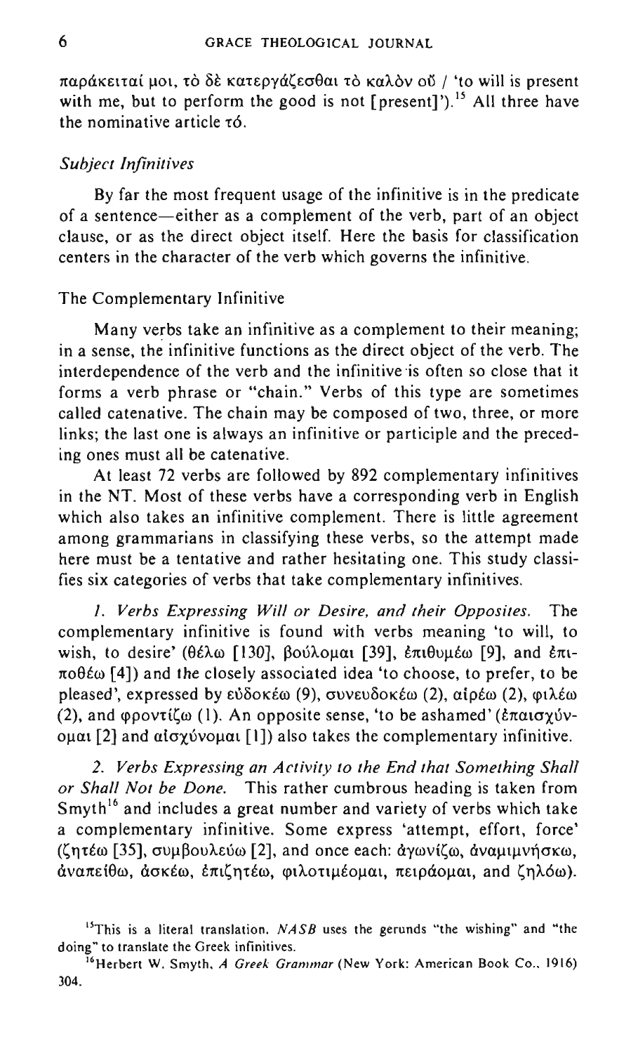παράκειταί μοι, τὸ δὲ κατεργάζεσθαι τὸ καλὸν οὔ / 'to will is present with me, but to perform the good is not [present]').[15] All three have the nominative article τό.

### *Subject Infinitives*

By far the most frequent usage of the infinitive is in the predicate of a sentence—either as a complement of the verb, part of an object clause, or as the direct object itself. Here the basis for classification centers in the character of the verb which governs the infinitive.

#### The Complementary Infinitive

Many verbs take an infinitive as a complement to their meaning; in a sense, the infinitive functions as the direct object of the verb. The interdependence of the verb and the infinitive is often so close that it forms a verb phrase or "chain." Verbs of this type are sometimes called catenative. The chain may be composed of two, three, or more links; the last one is always an infinitive or participle and the preceding ones must all be catenative.

At least 72 verbs are followed by 892 complementary infinitives in the NT. Most of these verbs have a corresponding verb in English which also takes an infinitive complement. There is little agreement among grammarians in classifying these verbs, so the attempt made here must be a tentative and rather hesitating one. This study classifies six categories of verbs that take complementary infinitives.

*1. Verbs Expressing Will or Desire, and their Opposites.* The complementary infinitive is found with verbs meaning 'to will, to wish, to desire' (θέλω [130], βούλομαι [39], ἐπιθυμέω [9], and ἐπιποθέω [4]) and the closely associated idea 'to choose, to prefer, to be pleased', expressed by εὐδοκέω (9), συνευδοκέω (2), αἱρέω (2), φιλέω (2), and φροντίζω (1). An opposite sense, 'to be ashamed' (ἐπαισχύνομαι [2] and αἰσχύνομαι [1]) also takes the complementary infinitive.

*2. Verbs Expressing an Activity to the End that Something Shall or Shall Not be Done.* This rather cumbrous heading is taken from Smyth[16] and includes a great number and variety of verbs which take a complementary infinitive. Some express 'attempt, effort, force' (ζητέω [35], συμβουλεύω [2], and once each: ἀγωνίζω, ἀναμιμνήσκω, ἀναπείθω, ἀσκέω, ἐπιζητέω, φιλοτιμέομαι, πειράομαι, and ζηλόω).

---

[15] This is a literal translation. *NASB* uses the gerunds "the wishing" and "the doing" to translate the Greek infinitives.

[16] Herbert W. Smyth, *A Greek Grammar* (New York: American Book Co., 1916) 304.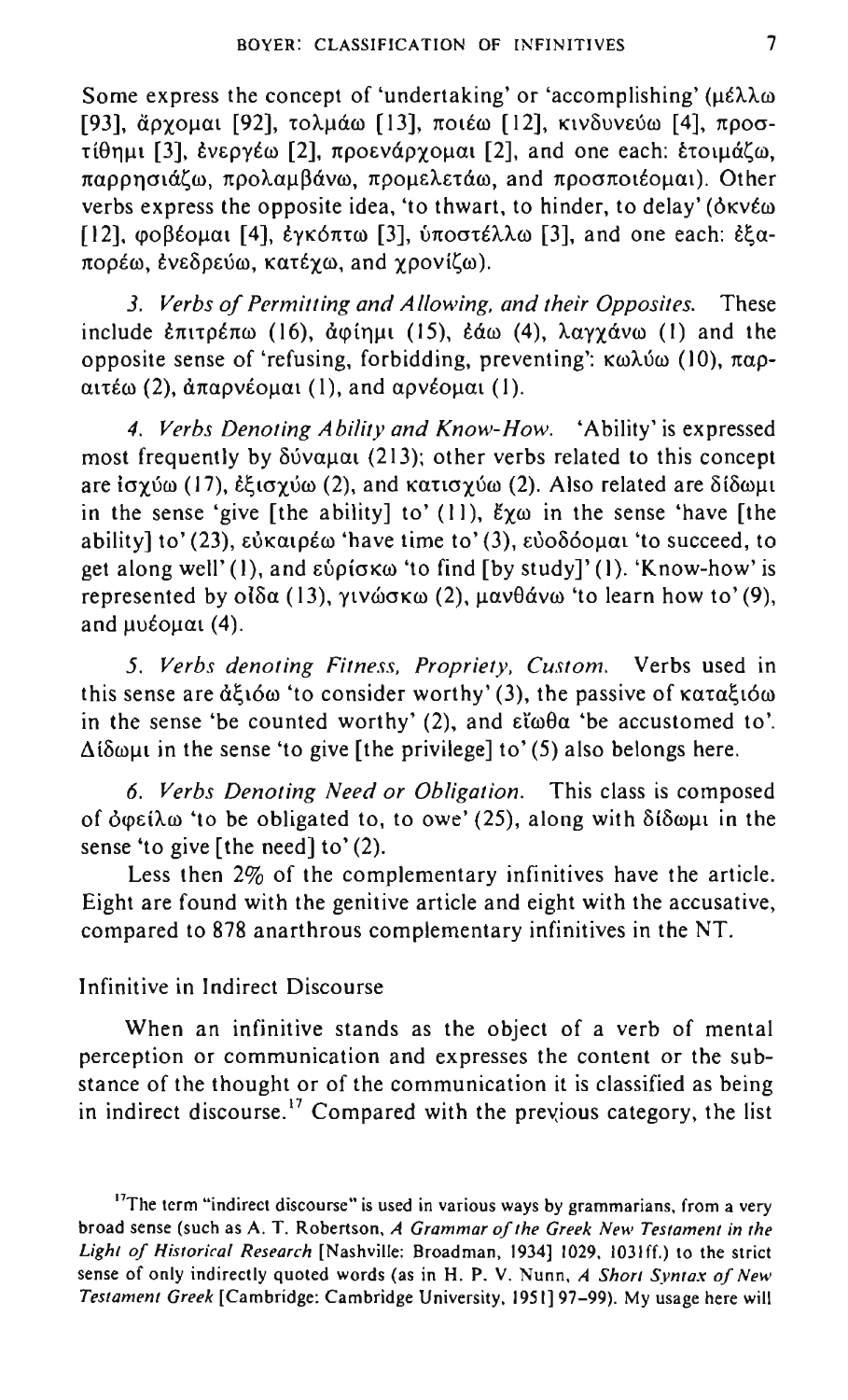Some express the concept of 'undertaking' or 'accomplishing' (μέλλω [93], ἄρχομαι [92], τολμάω [13], ποιέω [12], κινδυνεύω [4], προστίθημι [3], ἐνεργέω [2], προενάρχομαι [2], and one each: ἑτοιμάζω, παρρησιάζω, προλαμβάνω, προμελετάω, and προσποιέομαι). Other verbs express the opposite idea, 'to thwart, to hinder, to delay' (ὀκνέω [12], φοβέομαι [4], ἐγκόπτω [3], ὑποστέλλω [3], and one each: ἐξαπορέω, ἐνεδρεύω, κατέχω, and χρονίζω).

*3. Verbs of Permitting and Allowing, and their Opposites.* These include ἐπιτρέπω (16), ἀφίημι (15), ἐάω (4), λαγχάνω (1) and the opposite sense of 'refusing, forbidding, preventing': κωλύω (10), παραιτέω (2), ἀπαρνέομαι (1), and αρνέομαι (1).

*4. Verbs Denoting Ability and Know-How.* 'Ability' is expressed most frequently by δύναμαι (213); other verbs related to this concept are ἰσχύω (17), ἐξισχύω (2), and κατισχύω (2). Also related are δίδωμι in the sense 'give [the ability] to' (11), ἔχω in the sense 'have [the ability] to' (23), εὐκαιρέω 'have time to' (3), εὐοδόομαι 'to succeed, to get along well' (1), and εὑρίσκω 'to find [by study]' (1). 'Know-how' is represented by οἶδα (13), γινώσκω (2), μανθάνω 'to learn how to' (9), and μυέομαι (4).

*5. Verbs denoting Fitness, Propriety, Custom.* Verbs used in this sense are ἀξιόω 'to consider worthy' (3), the passive of καταξιόω in the sense 'be counted worthy' (2), and εἴωθα 'be accustomed to'. Δίδωμι in the sense 'to give [the privilege] to' (5) also belongs here.

*6. Verbs Denoting Need or Obligation.* This class is composed of ὀφείλω 'to be obligated to, to owe' (25), along with δίδωμι in the sense 'to give [the need] to' (2).

Less then 2% of the complementary infinitives have the article. Eight are found with the genitive article and eight with the accusative, compared to 878 anarthrous complementary infinitives in the NT.

### Infinitive in Indirect Discourse

When an infinitive stands as the object of a verb of mental perception or communication and expresses the content or the substance of the thought or of the communication it is classified as being in indirect discourse.[17] Compared with the previous category, the list

[17] The term "indirect discourse" is used in various ways by grammarians, from a very broad sense (such as A. T. Robertson, *A Grammar of the Greek New Testament in the Light of Historical Research* [Nashville: Broadman, 1934] 1029, 1031ff.) to the strict sense of only indirectly quoted words (as in H. P. V. Nunn, *A Short Syntax of New Testament Greek* [Cambridge: Cambridge University, 1951] 97–99). My usage here will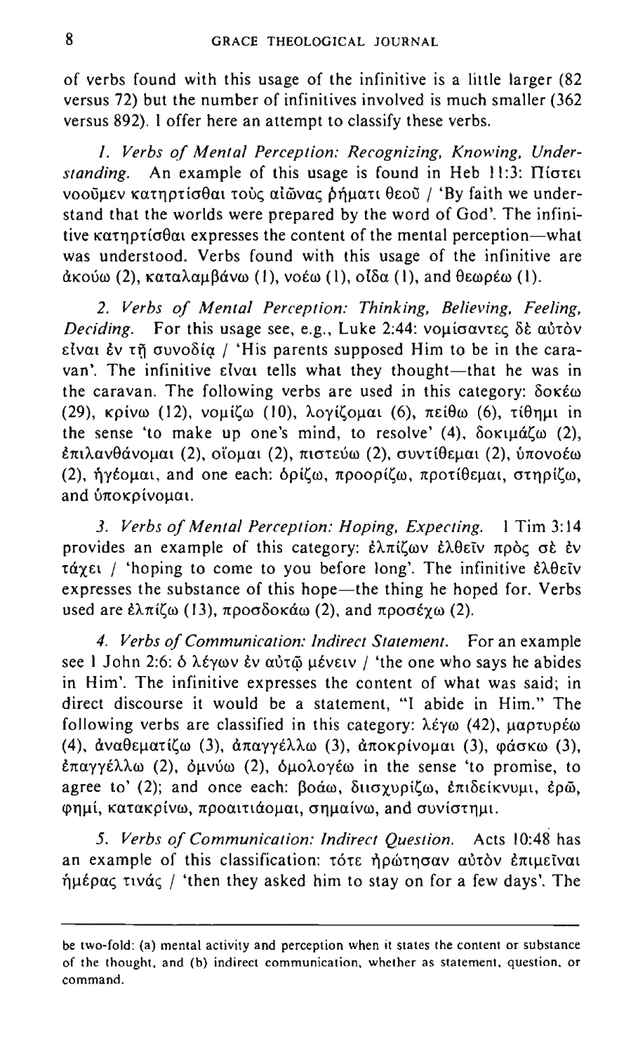of verbs found with this usage of the infinitive is a little larger (82 versus 72) but the number of infinitives involved is much smaller (362 versus 892). I offer here an attempt to classify these verbs.

*1. Verbs of Mental Perception: Recognizing, Knowing, Understanding.* An example of this usage is found in Heb 11:3: Πίστει νοοῦμεν κατηρτίσθαι τοὺς αἰῶνας ῥήματι θεοῦ / 'By faith we understand that the worlds were prepared by the word of God'. The infinitive κατηρτίσθαι expresses the content of the mental perception—what was understood. Verbs found with this usage of the infinitive are ἀκούω (2), καταλαμβάνω (1), νοέω (1), οἶδα (1), and θεωρέω (1).

*2. Verbs of Mental Perception: Thinking, Believing, Feeling, Deciding.* For this usage see, e.g., Luke 2:44: νομίσαντες δὲ αὐτὸν εἶναι ἐν τῇ συνοδίᾳ / 'His parents supposed Him to be in the caravan'. The infinitive εἶναι tells what they thought—that he was in the caravan. The following verbs are used in this category: δοκέω (29), κρίνω (12), νομίζω (10), λογίζομαι (6), πείθω (6), τίθημι in the sense 'to make up one's mind, to resolve' (4), δοκιμάζω (2), ἐπιλανθάνομαι (2), οἴομαι (2), πιστεύω (2), συντίθεμαι (2), ὑπονοέω (2), ἡγέομαι, and one each: ὁρίζω, προορίζω, προτίθεμαι, στηρίζω, and ὑποκρίνομαι.

*3. Verbs of Mental Perception: Hoping, Expecting.* 1 Tim 3:14 provides an example of this category: ἐλπίζων ἐλθεῖν πρὸς σὲ ἐν τάχει / 'hoping to come to you before long'. The infinitive ἐλθεῖν expresses the substance of this hope—the thing he hoped for. Verbs used are ἐλπίζω (13), προσδοκάω (2), and προσέχω (2).

*4. Verbs of Communication: Indirect Statement.* For an example see 1 John 2:6: ὁ λέγων ἐν αὐτῷ μένειν / 'the one who says he abides in Him'. The infinitive expresses the content of what was said; in direct discourse it would be a statement, "I abide in Him." The following verbs are classified in this category: λέγω (42), μαρτυρέω (4), ἀναθεματίζω (3), ἀπαγγέλλω (3), ἀποκρίνομαι (3), φάσκω (3), ἐπαγγέλλω (2), ὀμνύω (2), ὁμολογέω in the sense 'to promise, to agree to' (2); and once each: βοάω, διισχυρίζω, ἐπιδείκνυμι, ἐρῶ, φημί, κατακρίνω, προαιτιάομαι, σημαίνω, and συνίστημι.

*5. Verbs of Communication: Indirect Question.* Acts 10:48 has an example of this classification: τότε ἠρώτησαν αὐτὸν ἐπιμεῖναι ἡμέρας τινάς / 'then they asked him to stay on for a few days'. The

---

be two-fold: (a) mental activity and perception when it states the content or substance of the thought, and (b) indirect communication, whether as statement, question, or command.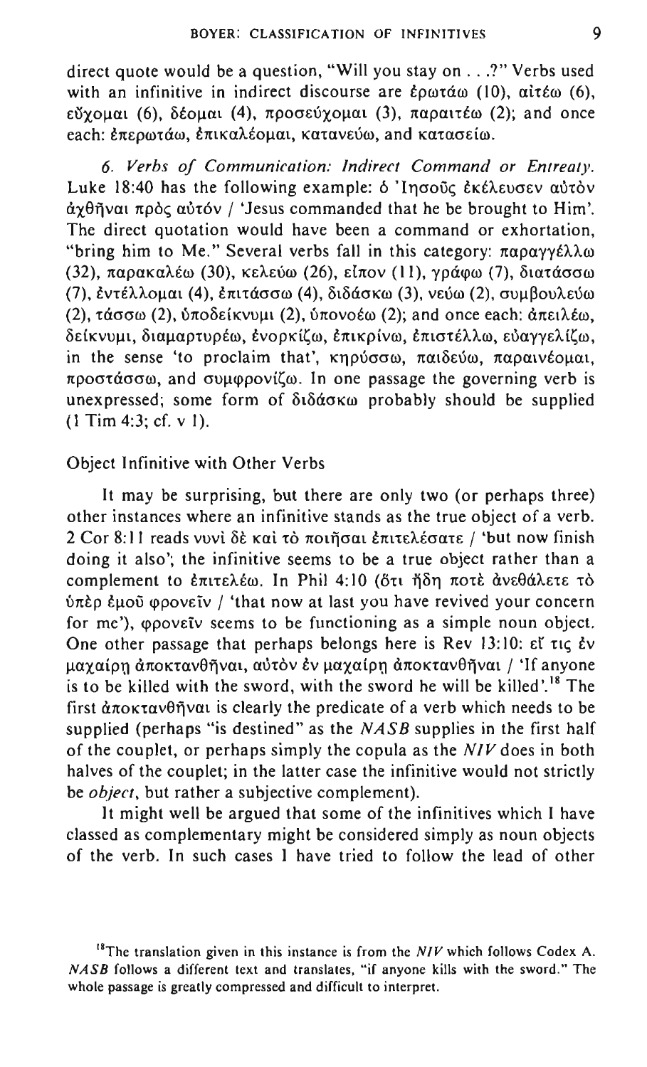direct quote would be a question, "Will you stay on . . .?" Verbs used with an infinitive in indirect discourse are ἐρωτάω (10), αἰτέω (6), εὔχομαι (6), δέομαι (4), προσεύχομαι (3), παραιτέω (2); and once each: ἐπερωτάω, ἐπικαλέομαι, κατανεύω, and κατασείω.

*6. Verbs of Communication: Indirect Command or Entreaty.* Luke 18:40 has the following example: ὁ Ἰησοῦς ἐκέλευσεν αὐτὸν ἀχθῆναι πρὸς αὐτόν / 'Jesus commanded that he be brought to Him'. The direct quotation would have been a command or exhortation, "bring him to Me." Several verbs fall in this category: παραγγέλλω (32), παρακαλέω (30), κελεύω (26), εἶπον (11), γράφω (7), διατάσσω (7), ἐντέλλομαι (4), ἐπιτάσσω (4), διδάσκω (3), νεύω (2), συμβουλεύω (2), τάσσω (2), ὑποδείκνυμι (2), ὑπονοέω (2); and once each: ἀπειλέω, δείκνυμι, διαμαρτυρέω, ἐνορκίζω, ἐπικρίνω, ἐπιστέλλω, εὐαγγελίζω, in the sense 'to proclaim that', κηρύσσω, παιδεύω, παραινέομαι, προστάσσω, and συμφρονίζω. In one passage the governing verb is unexpressed; some form of διδάσκω probably should be supplied (1 Tim 4:3; cf. v 1).

### Object Infinitive with Other Verbs

It may be surprising, but there are only two (or perhaps three) other instances where an infinitive stands as the true object of a verb. 2 Cor 8:11 reads νυνὶ δὲ καὶ τὸ ποιῆσαι ἐπιτελέσατε / 'but now finish doing it also'; the infinitive seems to be a true object rather than a complement to ἐπιτελέω. In Phil 4:10 (ὅτι ἤδη ποτὲ ἀνεθάλετε τὸ ὑπὲρ ἐμοῦ φρονεῖν / 'that now at last you have revived your concern for me'), φρονεῖν seems to be functioning as a simple noun object. One other passage that perhaps belongs here is Rev 13:10: εἴ τις ἐν μαχαίρῃ ἀποκτανθῆναι, αὐτὸν ἐν μαχαίρῃ ἀποκτανθῆναι / 'If anyone is to be killed with the sword, with the sword he will be killed'.[18] The first ἀποκτανθῆναι is clearly the predicate of a verb which needs to be supplied (perhaps "is destined" as the *NASB* supplies in the first half of the couplet, or perhaps simply the copula as the *NIV* does in both halves of the couplet; in the latter case the infinitive would not strictly be *object*, but rather a subjective complement).

It might well be argued that some of the infinitives which I have classed as complementary might be considered simply as noun objects of the verb. In such cases I have tried to follow the lead of other

[18]The translation given in this instance is from the *NIV* which follows Codex A. *NASB* follows a different text and translates, "if anyone kills with the sword." The whole passage is greatly compressed and difficult to interpret.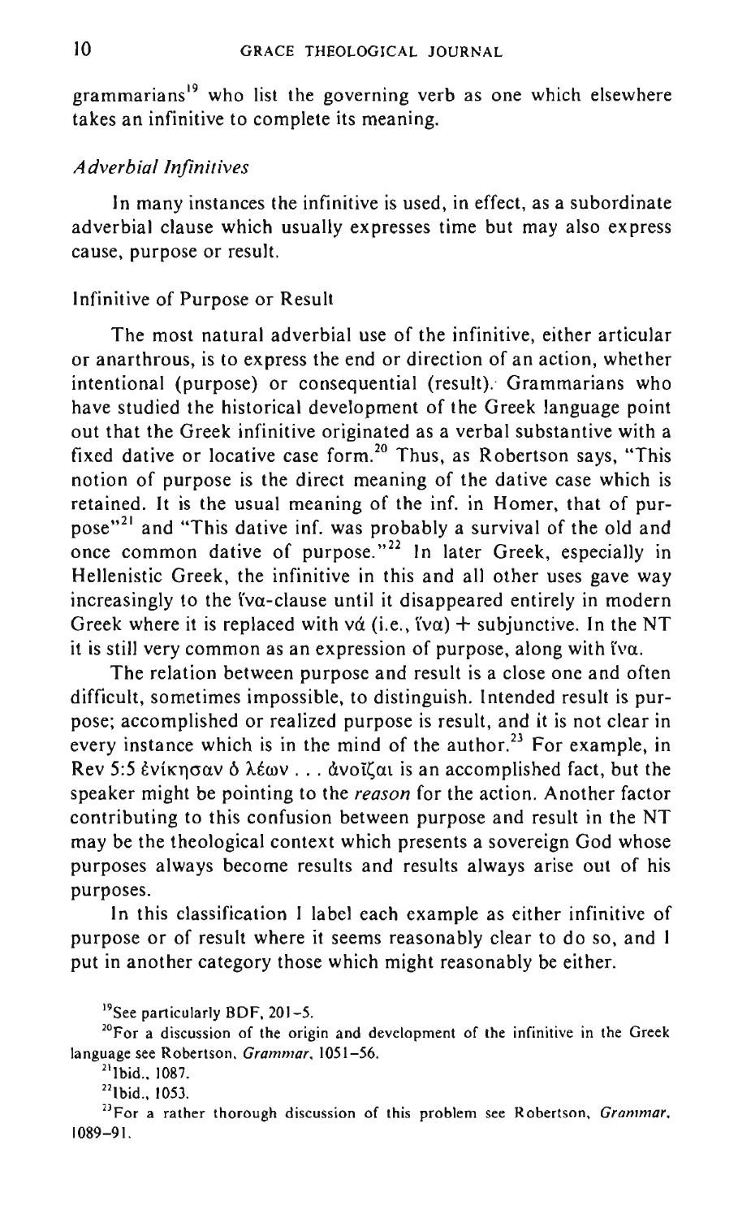grammarians[19] who list the governing verb as one which elsewhere takes an infinitive to complete its meaning.

### *Adverbial Infinitives*

In many instances the infinitive is used, in effect, as a subordinate adverbial clause which usually expresses time but may also express cause, purpose or result.

#### Infinitive of Purpose or Result

The most natural adverbial use of the infinitive, either articular or anarthrous, is to express the end or direction of an action, whether intentional (purpose) or consequential (result). Grammarians who have studied the historical development of the Greek language point out that the Greek infinitive originated as a verbal substantive with a fixed dative or locative case form.[20] Thus, as Robertson says, "This notion of purpose is the direct meaning of the dative case which is retained. It is the usual meaning of the inf. in Homer, that of purpose"[21] and "This dative inf. was probably a survival of the old and once common dative of purpose."[22] In later Greek, especially in Hellenistic Greek, the infinitive in this and all other uses gave way increasingly to the ἵνα-clause until it disappeared entirely in modern Greek where it is replaced with νά (i.e., ἵνα) + subjunctive. In the NT it is still very common as an expression of purpose, along with ἵνα.

The relation between purpose and result is a close one and often difficult, sometimes impossible, to distinguish. Intended result is purpose; accomplished or realized purpose is result, and it is not clear in every instance which is in the mind of the author.[23] For example, in Rev 5:5 ἐνίκησαν ὁ λέων . . . ἀνοῖξαι is an accomplished fact, but the speaker might be pointing to the *reason* for the action. Another factor contributing to this confusion between purpose and result in the NT may be the theological context which presents a sovereign God whose purposes always become results and results always arise out of his purposes.

In this classification I label each example as either infinitive of purpose or of result where it seems reasonably clear to do so, and I put in another category those which might reasonably be either.

[19] See particularly BDF, 201–5.

[20] For a discussion of the origin and development of the infinitive in the Greek language see Robertson, *Grammar*, 1051–56.

[21] Ibid., 1087.

[22] Ibid., 1053.

[23] For a rather thorough discussion of this problem see Robertson, *Grammar*, 1089–91.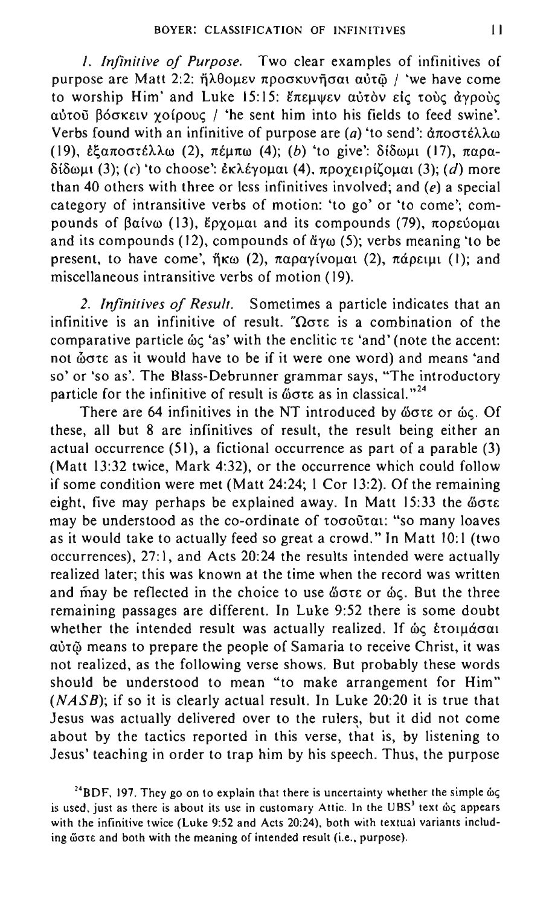*1. Infinitive of Purpose.* Two clear examples of infinitives of purpose are Matt 2:2: ἤλθομεν προσκυνῆσαι αὐτῷ / 'we have come to worship Him' and Luke 15:15: ἔπεμψεν αὐτὸν εἰς τοὺς ἀγροὺς αὐτοῦ βόσκειν χοίρους / 'he sent him into his fields to feed swine'. Verbs found with an infinitive of purpose are (*a*) 'to send': ἀποστέλλω (19), ἐξαποστέλλω (2), πέμπω (4); (*b*) 'to give': δίδωμι (17), παραδίδωμι (3); (*c*) 'to choose': ἐκλέγομαι (4), προχειρίζομαι (3); (*d*) more than 40 others with three or less infinitives involved; and (*e*) a special category of intransitive verbs of motion: 'to go' or 'to come'; compounds of βαίνω (13), ἔρχομαι and its compounds (79), πορεύομαι and its compounds (12), compounds of ἄγω (5); verbs meaning 'to be present, to have come', ἥκω (2), παραγίνομαι (2), πάρειμι (1); and miscellaneous intransitive verbs of motion (19).

*2. Infinitives of Result.* Sometimes a particle indicates that an infinitive is an infinitive of result. Ὥστε is a combination of the comparative particle ὡς 'as' with the enclitic τε 'and' (note the accent: not ὦστε as it would have to be if it were one word) and means 'and so' or 'so as'. The Blass-Debrunner grammar says, "The introductory particle for the infinitive of result is ὥστε as in classical."[24]

There are 64 infinitives in the NT introduced by ὥστε or ὡς. Of these, all but 8 are infinitives of result, the result being either an actual occurrence (51), a fictional occurrence as part of a parable (3) (Matt 13:32 twice, Mark 4:32), or the occurrence which could follow if some condition were met (Matt 24:24; 1 Cor 13:2). Of the remaining eight, five may perhaps be explained away. In Matt 15:33 the ὥστε may be understood as the co-ordinate of τοσοῦται: "so many loaves as it would take to actually feed so great a crowd." In Matt 10:1 (two occurrences), 27:1, and Acts 20:24 the results intended were actually realized later; this was known at the time when the record was written and may be reflected in the choice to use ὥστε or ὡς. But the three remaining passages are different. In Luke 9:52 there is some doubt whether the intended result was actually realized. If ὡς ἑτοιμάσαι αὐτῷ means to prepare the people of Samaria to receive Christ, it was not realized, as the following verse shows. But probably these words should be understood to mean "to make arrangement for Him" (*NASB*); if so it is clearly actual result. In Luke 20:20 it is true that Jesus was actually delivered over to the rulers, but it did not come about by the tactics reported in this verse, that is, by listening to Jesus' teaching in order to trap him by his speech. Thus, the purpose

[24]BDF, 197. They go on to explain that there is uncertainty whether the simple ὡς is used, just as there is about its use in customary Attic. In the UBS[3] text ὡς appears with the infinitive twice (Luke 9:52 and Acts 20:24), both with textual variants including ὥστε and both with the meaning of intended result (i.e., purpose).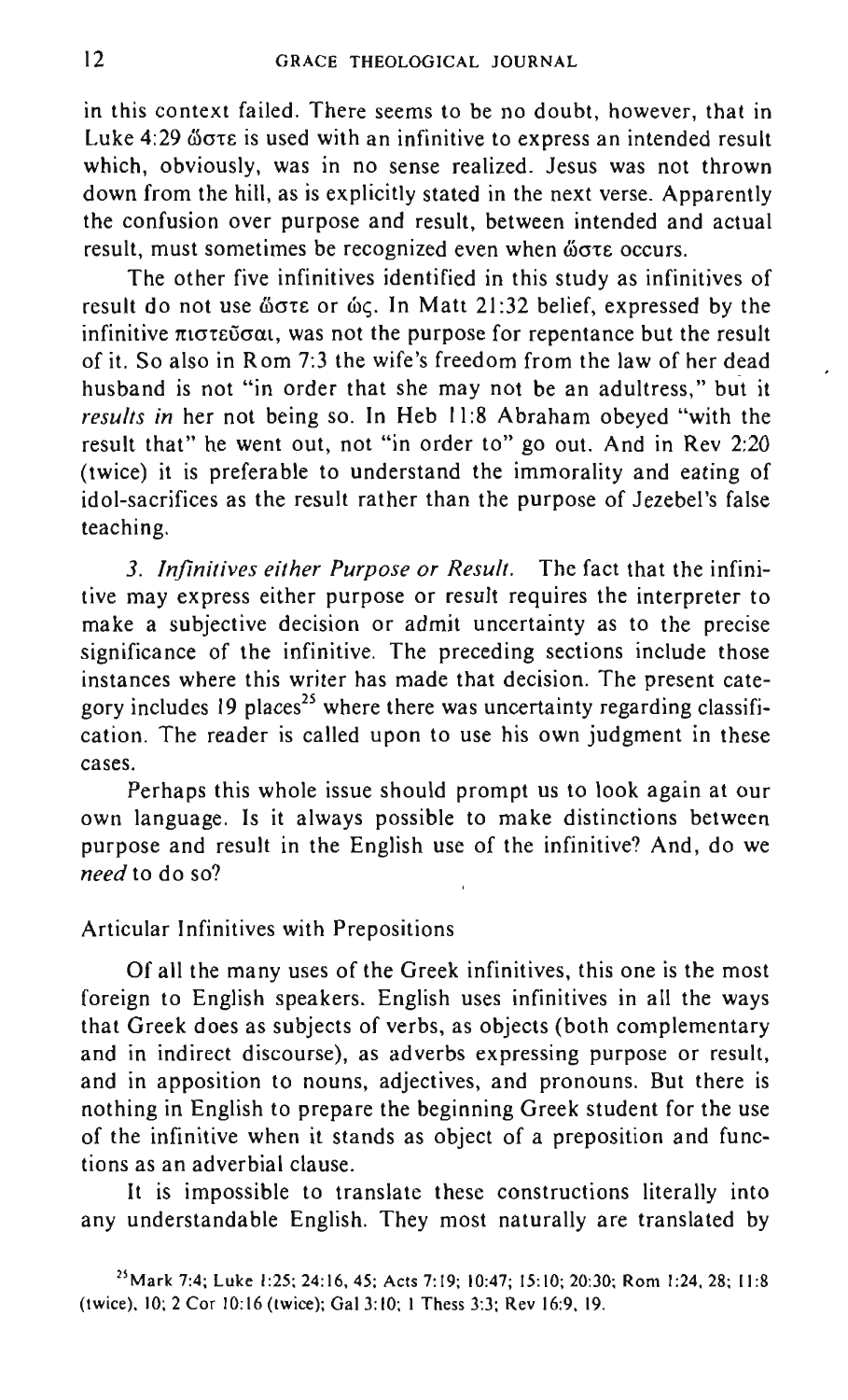in this context failed. There seems to be no doubt, however, that in Luke 4:29 ὥστε is used with an infinitive to express an intended result which, obviously, was in no sense realized. Jesus was not thrown down from the hill, as is explicitly stated in the next verse. Apparently the confusion over purpose and result, between intended and actual result, must sometimes be recognized even when ὥστε occurs.

The other five infinitives identified in this study as infinitives of result do not use ὥστε or ὡς. In Matt 21:32 belief, expressed by the infinitive πιστεῦσαι, was not the purpose for repentance but the result of it. So also in Rom 7:3 the wife's freedom from the law of her dead husband is not "in order that she may not be an adultress," but it *results in* her not being so. In Heb 11:8 Abraham obeyed "with the result that" he went out, not "in order to" go out. And in Rev 2:20 (twice) it is preferable to understand the immorality and eating of idol-sacrifices as the result rather than the purpose of Jezebel's false teaching.

*3. Infinitives either Purpose or Result.* The fact that the infinitive may express either purpose or result requires the interpreter to make a subjective decision or admit uncertainty as to the precise significance of the infinitive. The preceding sections include those instances where this writer has made that decision. The present category includes 19 places[25] where there was uncertainty regarding classification. The reader is called upon to use his own judgment in these cases.

Perhaps this whole issue should prompt us to look again at our own language. Is it always possible to make distinctions between purpose and result in the English use of the infinitive? And, do we *need* to do so?

## Articular Infinitives with Prepositions

Of all the many uses of the Greek infinitives, this one is the most foreign to English speakers. English uses infinitives in all the ways that Greek does as subjects of verbs, as objects (both complementary and in indirect discourse), as adverbs expressing purpose or result, and in apposition to nouns, adjectives, and pronouns. But there is nothing in English to prepare the beginning Greek student for the use of the infinitive when it stands as object of a preposition and functions as an adverbial clause.

It is impossible to translate these constructions literally into any understandable English. They most naturally are translated by

[25] Mark 7:4; Luke 1:25; 24:16, 45; Acts 7:19; 10:47; 15:10; 20:30; Rom 1:24, 28; 11:8 (twice), 10; 2 Cor 10:16 (twice); Gal 3:10; 1 Thess 3:3; Rev 16:9, 19.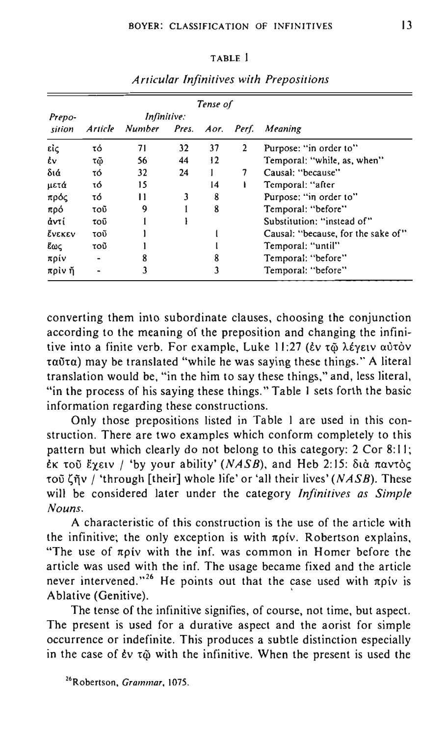TABLE 1

*Articular Infinitives with Prepositions*

| Preposition | Article | Number | Tense of Infinitive: Pres. | Aor. | Perf. | Meaning |
|---|---|---|---|---|---|---|
| εἰς | τό | 71 | 32 | 37 | 2 | Purpose: "in order to" |
| ἐν | τῷ | 56 | 44 | 12 | | Temporal: "while, as, when" |
| διά | τό | 32 | 24 | 1 | 7 | Causal: "because" |
| μετά | τό | 15 | | 14 | 1 | Temporal: "after |
| πρός | τό | 11 | 3 | 8 | | Purpose: "in order to" |
| πρό | τοῦ | 9 | 1 | 8 | | Temporal: "before" |
| ἀντί | τοῦ | 1 | 1 | | | Substitution: "instead of" |
| ἕνεκεν | τοῦ | 1 | | 1 | | Causal: "because, for the sake of" |
| ἕως | τοῦ | 1 | | 1 | | Temporal: "until" |
| πρίν | - | 8 | | 8 | | Temporal: "before" |
| πρὶν ἤ | - | 3 | | 3 | | Temporal: "before" |

converting them into subordinate clauses, choosing the conjunction according to the meaning of the preposition and changing the infinitive into a finite verb. For example, Luke 11:27 (ἐν τῷ λέγειν αὐτὸν ταῦτα) may be translated "while he was saying these things." A literal translation would be, "in the him to say these things," and, less literal, "in the process of his saying these things." Table 1 sets forth the basic information regarding these constructions.

Only those prepositions listed in Table 1 are used in this construction. There are two examples which conform completely to this pattern but which clearly do not belong to this category: 2 Cor 8:11; ἐκ τοῦ ἔχειν / 'by your ability' (*NASB*), and Heb 2:15: διὰ παντὸς τοῦ ζῆν / 'through [their] whole life' or 'all their lives' (*NASB*). These will be considered later under the category *Infinitives as Simple Nouns*.

A characteristic of this construction is the use of the article with the infinitive; the only exception is with πρίν. Robertson explains, "The use of πρίν with the inf. was common in Homer before the article was used with the inf. The usage became fixed and the article never intervened."[26] He points out that the case used with πρίν is Ablative (Genitive).

The tense of the infinitive signifies, of course, not time, but aspect. The present is used for a durative aspect and the aorist for simple occurrence or indefinite. This produces a subtle distinction especially in the case of ἐν τῷ with the infinitive. When the present is used the

[26] Robertson, *Grammar*, 1075.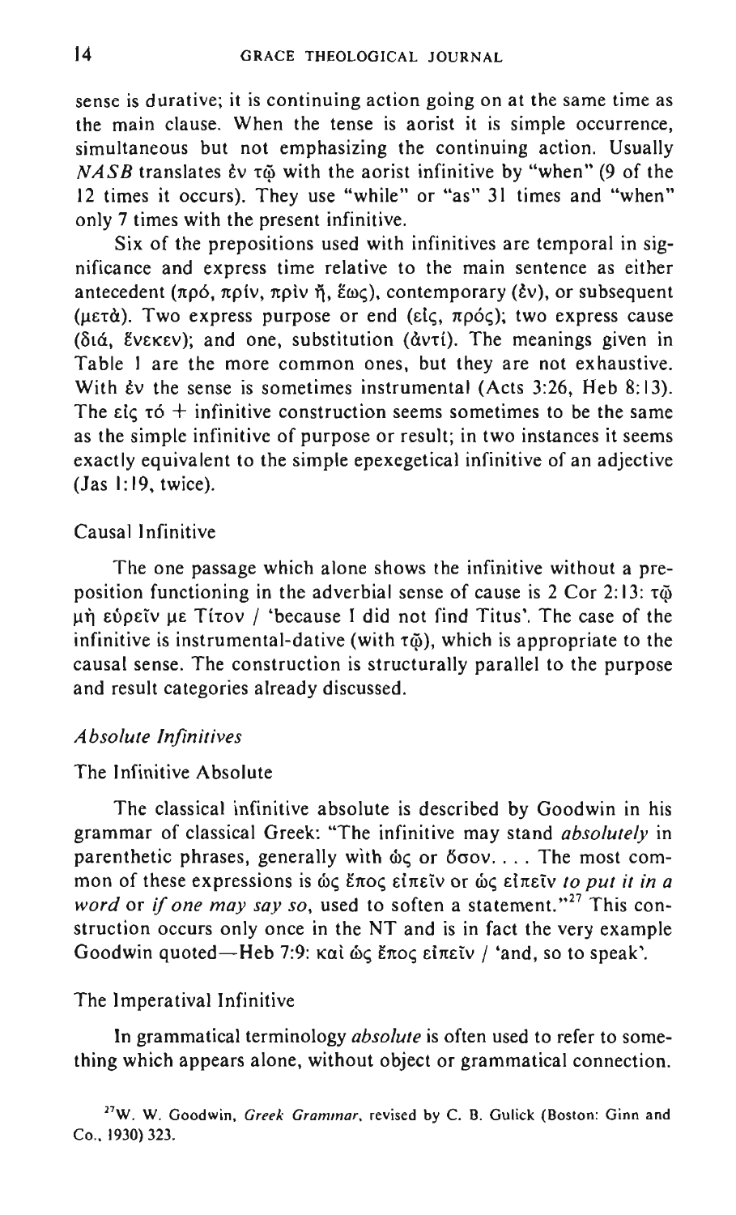sense is durative; it is continuing action going on at the same time as the main clause. When the tense is aorist it is simple occurrence, simultaneous but not emphasizing the continuing action. Usually *NASB* translates ἐν τῷ with the aorist infinitive by "when" (9 of the 12 times it occurs). They use "while" or "as" 31 times and "when" only 7 times with the present infinitive.

Six of the prepositions used with infinitives are temporal in significance and express time relative to the main sentence as either antecedent (πρό, πρίν, πρὶν ἤ, ἕως), contemporary (ἐν), or subsequent (μετὰ). Two express purpose or end (εἰς, πρός); two express cause (διά, ἕνεκεν); and one, substitution (ἀντί). The meanings given in Table 1 are the more common ones, but they are not exhaustive. With ἐν the sense is sometimes instrumental (Acts 3:26, Heb 8:13). The εἰς τό + infinitive construction seems sometimes to be the same as the simple infinitive of purpose or result; in two instances it seems exactly equivalent to the simple epexegetical infinitive of an adjective (Jas 1:19, twice).

### Causal Infinitive

The one passage which alone shows the infinitive without a preposition functioning in the adverbial sense of cause is 2 Cor 2:13: τῷ μὴ εὑρεῖν με Τίτον / 'because I did not find Titus'. The case of the infinitive is instrumental-dative (with τῷ), which is appropriate to the causal sense. The construction is structurally parallel to the purpose and result categories already discussed.

## *Absolute Infinitives*

### The Infinitive Absolute

The classical infinitive absolute is described by Goodwin in his grammar of classical Greek: "The infinitive may stand *absolutely* in parenthetic phrases, generally with ὡς or ὅσον. . . . The most common of these expressions is ὡς ἔπος εἰπεῖν or ὡς εἰπεῖν *to put it in a word* or *if one may say so*, used to soften a statement."[27] This construction occurs only once in the NT and is in fact the very example Goodwin quoted—Heb 7:9: καὶ ὡς ἔπος εἰπεῖν / 'and, so to speak'.

### The Imperatival Infinitive

In grammatical terminology *absolute* is often used to refer to something which appears alone, without object or grammatical connection.

[27]W. W. Goodwin, *Greek Grammar*, revised by C. B. Gulick (Boston: Ginn and Co., 1930) 323.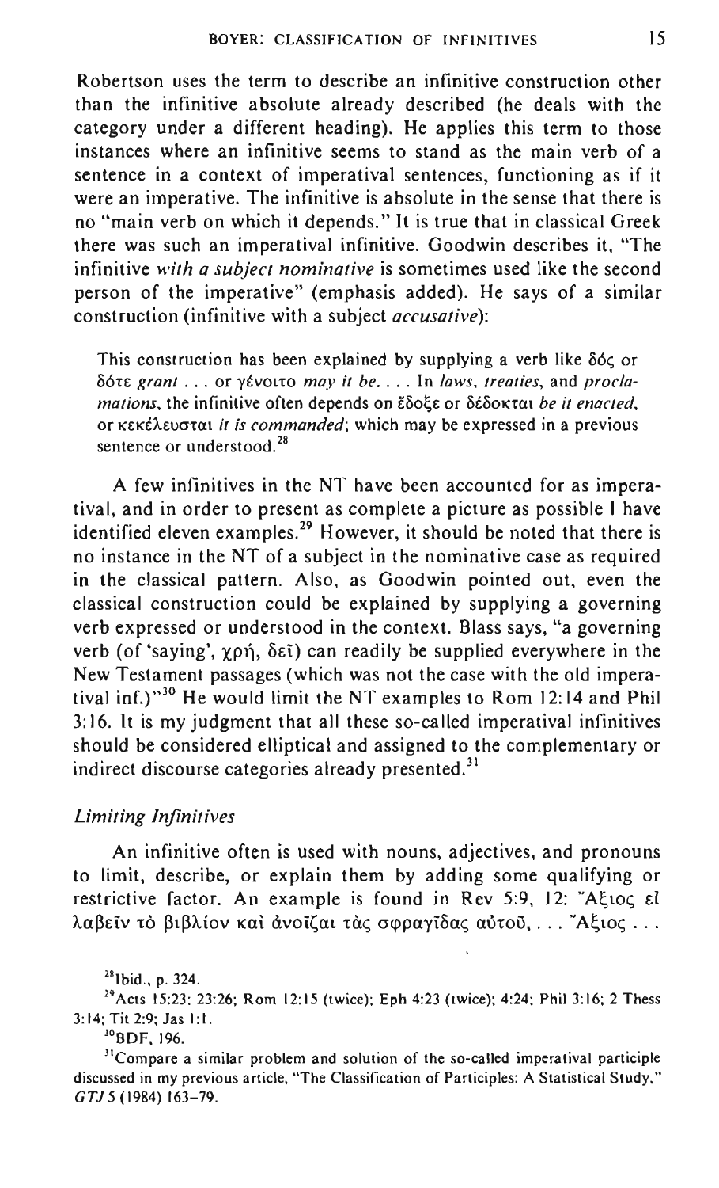Robertson uses the term to describe an infinitive construction other than the infinitive absolute already described (he deals with the category under a different heading). He applies this term to those instances where an infinitive seems to stand as the main verb of a sentence in a context of imperatival sentences, functioning as if it were an imperative. The infinitive is absolute in the sense that there is no "main verb on which it depends." It is true that in classical Greek there was such an imperatival infinitive. Goodwin describes it, "The infinitive *with a subject nominative* is sometimes used like the second person of the imperative" (emphasis added). He says of a similar construction (infinitive with a subject *accusative*):

> This construction has been explained by supplying a verb like δός or δότε *grant* . . . or γένοιτο *may it be*. . . . In *laws, treaties*, and *proclamations*, the infinitive often depends on ἔδοξε or δέδοκται *be it enacted*, or κεκέλευσται *it is commanded*; which may be expressed in a previous sentence or understood.[28]

A few infinitives in the NT have been accounted for as imperatival, and in order to present as complete a picture as possible I have identified eleven examples.[29] However, it should be noted that there is no instance in the NT of a subject in the nominative case as required in the classical pattern. Also, as Goodwin pointed out, even the classical construction could be explained by supplying a governing verb expressed or understood in the context. Blass says, "a governing verb (of 'saying', χρή, δεῖ) can readily be supplied everywhere in the New Testament passages (which was not the case with the old imperatival inf.)"[30] He would limit the NT examples to Rom 12:14 and Phil 3:16. It is my judgment that all these so-called imperatival infinitives should be considered elliptical and assigned to the complementary or indirect discourse categories already presented.[31]

### *Limiting Infinitives*

An infinitive often is used with nouns, adjectives, and pronouns to limit, describe, or explain them by adding some qualifying or restrictive factor. An example is found in Rev 5:9, 12: Ἄξιος εἶ λαβεῖν τὸ βιβλίον καὶ ἀνοῖξαι τὰς σφραγῖδας αὐτοῦ, . . . Ἄξιος . . .

---

[28] Ibid., p. 324.

[29] Acts 15:23; 23:26; Rom 12:15 (twice); Eph 4:23 (twice); 4:24; Phil 3:16; 2 Thess 3:14; Tit 2:9; Jas 1:1.

[30] BDF, 196.

[31] Compare a similar problem and solution of the so-called imperatival participle discussed in my previous article, "The Classification of Participles: A Statistical Study," *GTJ* 5 (1984) 163–79.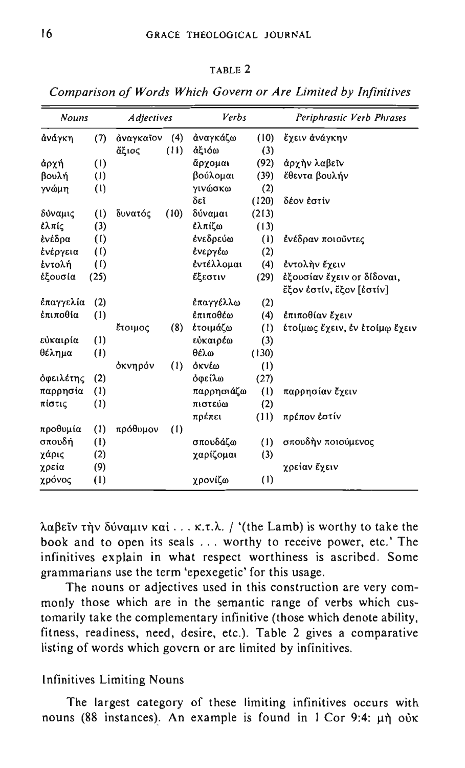TABLE 2

*Comparison of Words Which Govern or Are Limited by Infinitives*

| *Nouns* | | *Adjectives* | | *Verbs* | | *Periphrastic Verb Phrases* |
|---|---|---|---|---|---|---|
| ἀνάγκη | (7) | ἀναγκαῖον | (4) | ἀναγκάζω | (10) | ἔχειν ἀνάγκην |
| | | ἄξιος | (11) | ἀξιόω | (3) | |
| ἀρχή | (1) | | | ἄρχομαι | (92) | ἀρχὴν λαβεῖν |
| βουλή | (1) | | | βούλομαι | (39) | ἔθεντα βουλήν |
| γνώμη | (1) | | | γινώσκω | (2) | |
| | | | | δεῖ | (120) | δέον ἐστίν |
| δύναμις | (1) | δυνατός | (10) | δύναμαι | (213) | |
| ἐλπίς | (3) | | | ἐλπίζω | (13) | |
| ἐνέδρα | (1) | | | ἐνεδρεύω | (1) | ἐνέδραν ποιοῦντες |
| ἐνέργεια | (1) | | | ἐνεργέω | (2) | |
| ἐντολή | (1) | | | ἐντέλλομαι | (4) | ἐντολὴν ἔχειν |
| ἐξουσία | (25) | | | ἔξεστιν | (29) | ἐξουσίαν ἔχειν or δίδοναι, ἔξον ἐστίν, ἔξον [ἐστίν] |
| ἐπαγγελία | (2) | | | ἐπαγγέλλω | (2) | |
| ἐπιποθία | (1) | | | ἐπιποθέω | (4) | ἐπιποθίαν ἔχειν |
| | | ἕτοιμος | (8) | ἑτοιμάζω | (1) | ἑτοίμως ἔχειν, ἐν ἑτοίμῳ ἔχειν |
| εὐκαιρία | (1) | | | εὐκαιρέω | (3) | |
| θέλημα | (1) | | | θέλω | (130) | |
| | | ὀκνηρόν | (1) | ὀκνέω | (1) | |
| ὀφειλέτης | (2) | | | ὀφείλω | (27) | |
| παρρησία | (1) | | | παρρησιάζω | (1) | παρρησίαν ἔχειν |
| πίστις | (1) | | | πιστεύω | (2) | |
| | | | | πρέπει | (11) | πρέπον ἐστίν |
| προθυμία | (1) | πρόθυμον | (1) | | | |
| σπουδή | (1) | | | σπουδάζω | (1) | σπουδὴν ποιούμενος |
| χάρις | (2) | | | χαρίζομαι | (3) | |
| χρεία | (9) | | | | | χρείαν ἔχειν |
| χρόνος | (1) | | | χρονίζω | (1) | |

λαβεῖν τὴν δύναμιν καὶ . . . κ.τ.λ. / '(the Lamb) is worthy to take the book and to open its seals . . . worthy to receive power, etc.' The infinitives explain in what respect worthiness is ascribed. Some grammarians use the term 'epexegetic' for this usage.

The nouns or adjectives used in this construction are very commonly those which are in the semantic range of verbs which customarily take the complementary infinitive (those which denote ability, fitness, readiness, need, desire, etc.). Table 2 gives a comparative listing of words which govern or are limited by infinitives.

### Infinitives Limiting Nouns

The largest category of these limiting infinitives occurs with nouns (88 instances). An example is found in 1 Cor 9:4: μὴ οὐκ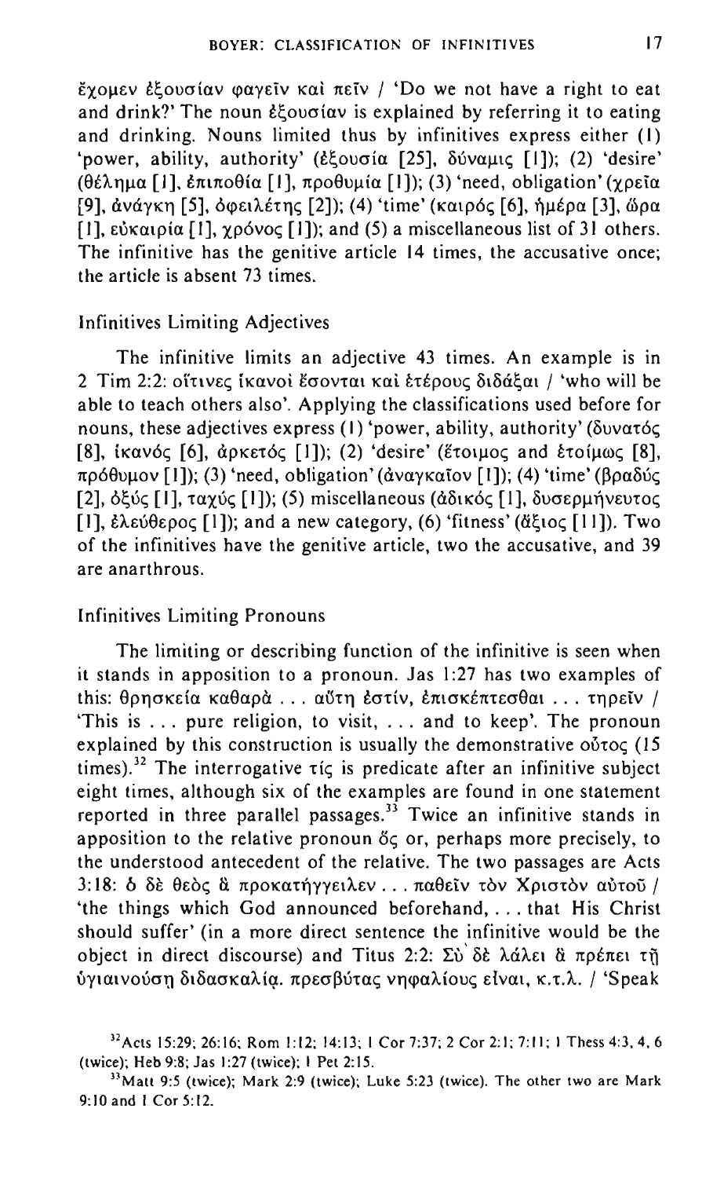ἔχομεν ἐξουσίαν φαγεῖν καὶ πεῖν / 'Do we not have a right to eat and drink?' The noun ἐξουσίαν is explained by referring it to eating and drinking. Nouns limited thus by infinitives express either (1) 'power, ability, authority' (ἐξουσία [25], δύναμις [1]); (2) 'desire' (θέλημα [1], ἐπιποθία [1], προθυμία [1]); (3) 'need, obligation' (χρεία [9], ἀνάγκη [5], ὀφειλέτης [2]); (4) 'time' (καιρός [6], ἡμέρα [3], ὥρα [1], εὐκαιρία [1], χρόνος [1]); and (5) a miscellaneous list of 31 others. The infinitive has the genitive article 14 times, the accusative once; the article is absent 73 times.

### Infinitives Limiting Adjectives

The infinitive limits an adjective 43 times. An example is in 2 Tim 2:2: οἵτινες ἱκανοὶ ἔσονται καὶ ἑτέρους διδάξαι / 'who will be able to teach others also'. Applying the classifications used before for nouns, these adjectives express (1) 'power, ability, authority' (δυνατός [8], ἱκανός [6], ἀρκετός [1]); (2) 'desire' (ἕτοιμος and ἑτοίμως [8], πρόθυμον [1]); (3) 'need, obligation' (ἀναγκαῖον [1]); (4) 'time' (βραδύς [2], ὀξύς [1], ταχύς [1]); (5) miscellaneous (ἀδικός [1], δυσερμήνευτος [1], ἐλεύθερος [1]); and a new category, (6) 'fitness' (ἄξιος [11]). Two of the infinitives have the genitive article, two the accusative, and 39 are anarthrous.

### Infinitives Limiting Pronouns

The limiting or describing function of the infinitive is seen when it stands in apposition to a pronoun. Jas 1:27 has two examples of this: θρησκεία καθαρὰ . . . αὕτη ἐστίν, ἐπισκέπτεσθαι . . . τηρεῖν / 'This is . . . pure religion, to visit, . . . and to keep'. The pronoun explained by this construction is usually the demonstrative οὗτος (15 times).[32] The interrogative τίς is predicate after an infinitive subject eight times, although six of the examples are found in one statement reported in three parallel passages.[33] Twice an infinitive stands in apposition to the relative pronoun ὅς or, perhaps more precisely, to the understood antecedent of the relative. The two passages are Acts 3:18: ὁ δὲ θεὸς ἃ προκατήγγειλεν . . . παθεῖν τὸν Χριστὸν αὐτοῦ / 'the things which God announced beforehand, . . . that His Christ should suffer' (in a more direct sentence the infinitive would be the object in direct discourse) and Titus 2:2: Σὺ δὲ λάλει ἃ πρέπει τῇ ὑγιαινούσῃ διδασκαλίᾳ. πρεσβύτας νηφαλίους εἶναι, κ.τ.λ. / 'Speak

---

[32] Acts 15:29; 26:16; Rom 1:12; 14:13; 1 Cor 7:37; 2 Cor 2:1; 7:11; 1 Thess 4:3, 4, 6 (twice); Heb 9:8; Jas 1:27 (twice); 1 Pet 2:15.

[33] Matt 9:5 (twice); Mark 2:9 (twice); Luke 5:23 (twice). The other two are Mark 9:10 and 1 Cor 5:12.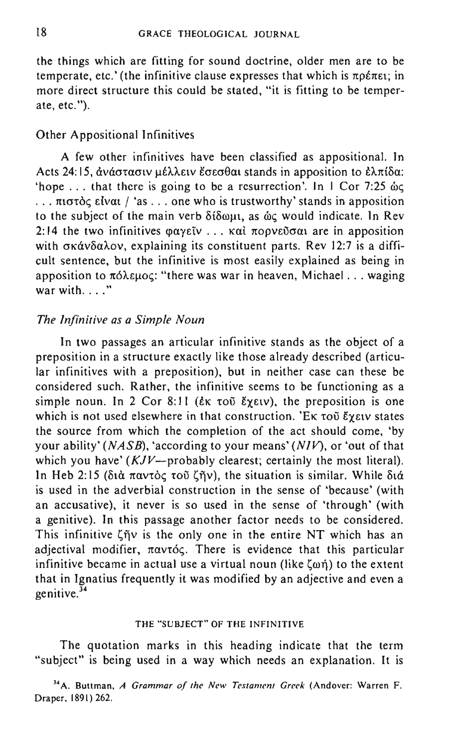the things which are fitting for sound doctrine, older men are to be temperate, etc.' (the infinitive clause expresses that which is πρέπει; in more direct structure this could be stated, "it is fitting to be temperate, etc.").

### Other Appositional Infinitives

A few other infinitives have been classified as appositional. In Acts 24:15, ἀνάστασιν μέλλειν ἔσεσθαι stands in apposition to ἐλπίδα: 'hope . . . that there is going to be a resurrection'. In 1 Cor 7:25 ὡς . . . πιστὸς εἶναι / 'as . . . one who is trustworthy' stands in apposition to the subject of the main verb δίδωμι, as ὡς would indicate. In Rev 2:14 the two infinitives φαγεῖν . . . καὶ πορνεῦσαι are in apposition with σκάνδαλον, explaining its constituent parts. Rev 12:7 is a difficult sentence, but the infinitive is most easily explained as being in apposition to πόλεμος: "there was war in heaven, Michael . . . waging war with. . . ."

### *The Infinitive as a Simple Noun*

In two passages an articular infinitive stands as the object of a preposition in a structure exactly like those already described (articular infinitives with a preposition), but in neither case can these be considered such. Rather, the infinitive seems to be functioning as a simple noun. In 2 Cor 8:11 (ἐκ τοῦ ἔχειν), the preposition is one which is not used elsewhere in that construction. Ἐκ τοῦ ἔχειν states the source from which the completion of the act should come, 'by your ability' (*NASB*), 'according to your means' (*NIV*), or 'out of that which you have' (*KJV*—probably clearest; certainly the most literal). In Heb 2:15 (διὰ παντὸς τοῦ ζῆν), the situation is similar. While διά is used in the adverbial construction in the sense of 'because' (with an accusative), it never is so used in the sense of 'through' (with a genitive). In this passage another factor needs to be considered. This infinitive ζῆν is the only one in the entire NT which has an adjectival modifier, παντός. There is evidence that this particular infinitive became in actual use a virtual noun (like ζωή) to the extent that in Ignatius frequently it was modified by an adjective and even a genitive.[34]

## THE "SUBJECT" OF THE INFINITIVE

The quotation marks in this heading indicate that the term "subject" is being used in a way which needs an explanation. It is

[34] A. Buttman, *A Grammar of the New Testament Greek* (Andover: Warren F. Draper, 1891) 262.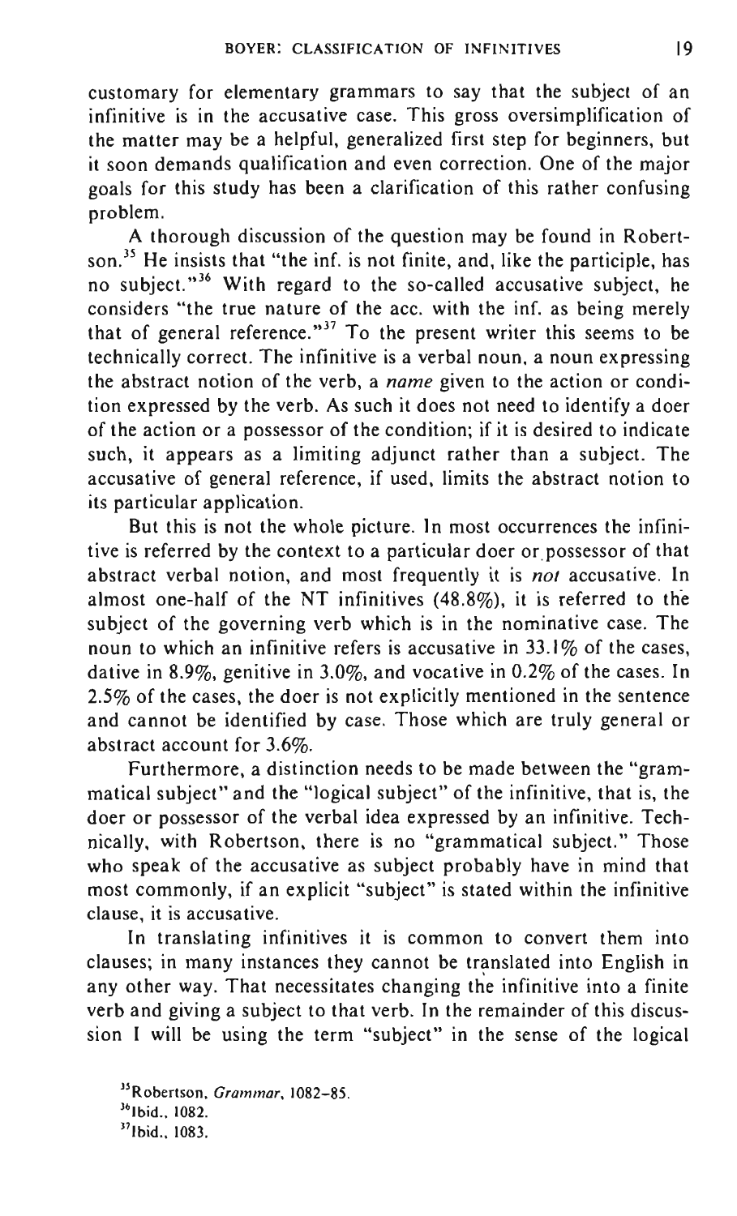customary for elementary grammars to say that the subject of an infinitive is in the accusative case. This gross oversimplification of the matter may be a helpful, generalized first step for beginners, but it soon demands qualification and even correction. One of the major goals for this study has been a clarification of this rather confusing problem.

A thorough discussion of the question may be found in Robertson.[35] He insists that "the inf. is not finite, and, like the participle, has no subject."[36] With regard to the so-called accusative subject, he considers "the true nature of the acc. with the inf. as being merely that of general reference."[37] To the present writer this seems to be technically correct. The infinitive is a verbal noun, a noun expressing the abstract notion of the verb, a *name* given to the action or condition expressed by the verb. As such it does not need to identify a doer of the action or a possessor of the condition; if it is desired to indicate such, it appears as a limiting adjunct rather than a subject. The accusative of general reference, if used, limits the abstract notion to its particular application.

But this is not the whole picture. In most occurrences the infinitive is referred by the context to a particular doer or possessor of that abstract verbal notion, and most frequently it is *not* accusative. In almost one-half of the NT infinitives (48.8%), it is referred to the subject of the governing verb which is in the nominative case. The noun to which an infinitive refers is accusative in 33.1% of the cases, dative in 8.9%, genitive in 3.0%, and vocative in 0.2% of the cases. In 2.5% of the cases, the doer is not explicitly mentioned in the sentence and cannot be identified by case. Those which are truly general or abstract account for 3.6%.

Furthermore, a distinction needs to be made between the "grammatical subject" and the "logical subject" of the infinitive, that is, the doer or possessor of the verbal idea expressed by an infinitive. Technically, with Robertson, there is no "grammatical subject." Those who speak of the accusative as subject probably have in mind that most commonly, if an explicit "subject" is stated within the infinitive clause, it is accusative.

In translating infinitives it is common to convert them into clauses; in many instances they cannot be translated into English in any other way. That necessitates changing the infinitive into a finite verb and giving a subject to that verb. In the remainder of this discussion I will be using the term "subject" in the sense of the logical

[35] Robertson, *Grammar*, 1082–85.

[36] Ibid., 1082.

[37] Ibid., 1083.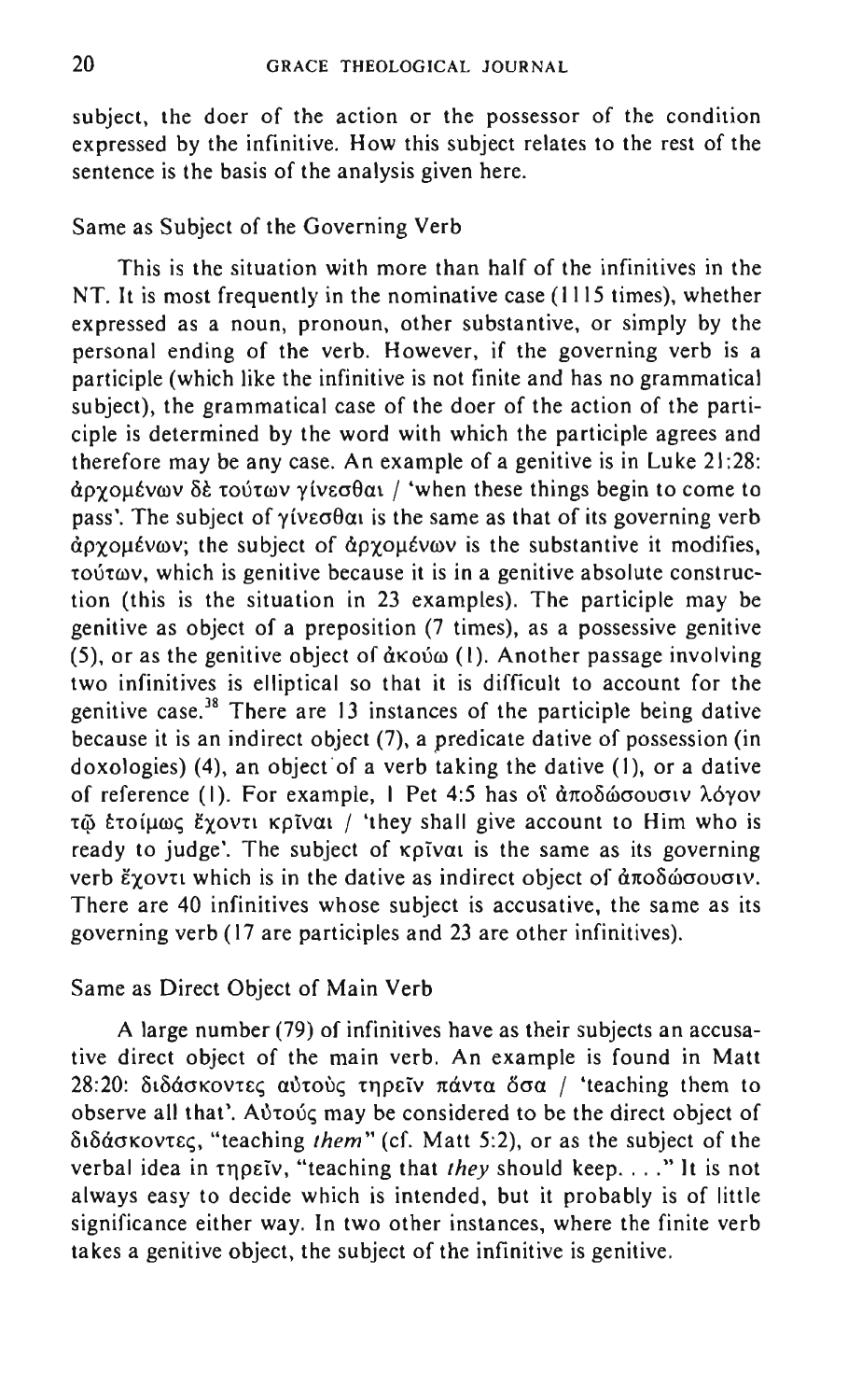subject, the doer of the action or the possessor of the condition expressed by the infinitive. How this subject relates to the rest of the sentence is the basis of the analysis given here.

### Same as Subject of the Governing Verb

This is the situation with more than half of the infinitives in the NT. It is most frequently in the nominative case (1115 times), whether expressed as a noun, pronoun, other substantive, or simply by the personal ending of the verb. However, if the governing verb is a participle (which like the infinitive is not finite and has no grammatical subject), the grammatical case of the doer of the action of the participle is determined by the word with which the participle agrees and therefore may be any case. An example of a genitive is in Luke 21:28: ἀρχομένων δὲ τούτων γίνεσθαι / 'when these things begin to come to pass'. The subject of γίνεσθαι is the same as that of its governing verb ἀρχομένων; the subject of ἀρχομένων is the substantive it modifies, τούτων, which is genitive because it is in a genitive absolute construction (this is the situation in 23 examples). The participle may be genitive as object of a preposition (7 times), as a possessive genitive (5), or as the genitive object of ἀκούω (1). Another passage involving two infinitives is elliptical so that it is difficult to account for the genitive case.[38] There are 13 instances of the participle being dative because it is an indirect object (7), a predicate dative of possession (in doxologies) (4), an object of a verb taking the dative (1), or a dative of reference (1). For example, 1 Pet 4:5 has οἳ ἀποδώσουσιν λόγον τῷ ἑτοίμως ἔχοντι κρῖναι / 'they shall give account to Him who is ready to judge'. The subject of κρῖναι is the same as its governing verb ἔχοντι which is in the dative as indirect object of ἀποδώσουσιν. There are 40 infinitives whose subject is accusative, the same as its governing verb (17 are participles and 23 are other infinitives).

### Same as Direct Object of Main Verb

A large number (79) of infinitives have as their subjects an accusative direct object of the main verb. An example is found in Matt 28:20: διδάσκοντες αὐτοὺς τηρεῖν πάντα ὅσα / 'teaching them to observe all that'. Αὐτούς may be considered to be the direct object of διδάσκοντες, "teaching *them*" (cf. Matt 5:2), or as the subject of the verbal idea in τηρεῖν, "teaching that *they* should keep. . . ." It is not always easy to decide which is intended, but it probably is of little significance either way. In two other instances, where the finite verb takes a genitive object, the subject of the infinitive is genitive.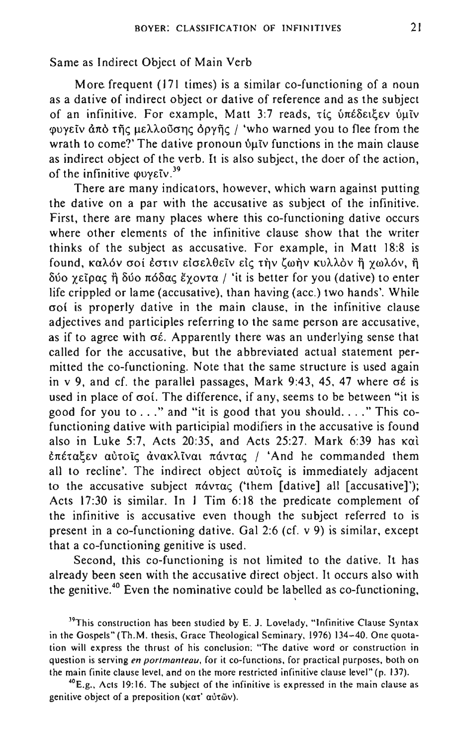Same as Indirect Object of Main Verb

More frequent (171 times) is a similar co-functioning of a noun as a dative of indirect object or dative of reference and as the subject of an infinitive. For example, Matt 3:7 reads, τίς ὑπέδειξεν ὑμῖν φυγεῖν ἀπὸ τῆς μελλούσης ὀργῆς / 'who warned you to flee from the wrath to come?' The dative pronoun ὑμῖν functions in the main clause as indirect object of the verb. It is also subject, the doer of the action, of the infinitive φυγεῖν.[39]

There are many indicators, however, which warn against putting the dative on a par with the accusative as subject of the infinitive. First, there are many places where this co-functioning dative occurs where other elements of the infinitive clause show that the writer thinks of the subject as accusative. For example, in Matt 18:8 is found, καλόν σοί ἐστιν εἰσελθεῖν εἰς τὴν ζωὴν κυλλὸν ἢ χωλόν, ἢ δύο χεῖρας ἢ δύο πόδας ἔχοντα / 'it is better for you (dative) to enter life crippled or lame (accusative), than having (acc.) two hands'. While σοί is properly dative in the main clause, in the infinitive clause adjectives and participles referring to the same person are accusative, as if to agree with σέ. Apparently there was an underlying sense that called for the accusative, but the abbreviated actual statement permitted the co-functioning. Note that the same structure is used again in v 9, and cf. the parallel passages, Mark 9:43, 45, 47 where σέ is used in place of σοί. The difference, if any, seems to be between "it is good for you to . . ." and "it is good that you should. . . ." This co-functioning dative with participial modifiers in the accusative is found also in Luke 5:7, Acts 20:35, and Acts 25:27. Mark 6:39 has καὶ ἐπέταξεν αὐτοῖς ἀνακλῖναι πάντας / 'And he commanded them all to recline'. The indirect object αὐτοῖς is immediately adjacent to the accusative subject πάντας ('them [dative] all [accusative]'); Acts 17:30 is similar. In 1 Tim 6:18 the predicate complement of the infinitive is accusative even though the subject referred to is present in a co-functioning dative. Gal 2:6 (cf. v 9) is similar, except that a co-functioning genitive is used.

Second, this co-functioning is not limited to the dative. It has already been seen with the accusative direct object. It occurs also with the genitive.[40] Even the nominative could be labelled as co-functioning,

[39] This construction has been studied by E. J. Lovelady, "Infinitive Clause Syntax in the Gospels" (Th.M. thesis, Grace Theological Seminary, 1976) 134–40. One quotation will express the thrust of his conclusion: "The dative word or construction in question is serving *en portmanteau*, for it co-functions, for practical purposes, both on the main finite clause level, and on the more restricted infinitive clause level" (p. 137).

[40] E.g., Acts 19:16. The subject of the infinitive is expressed in the main clause as genitive object of a preposition (κατ' αὐτῶν).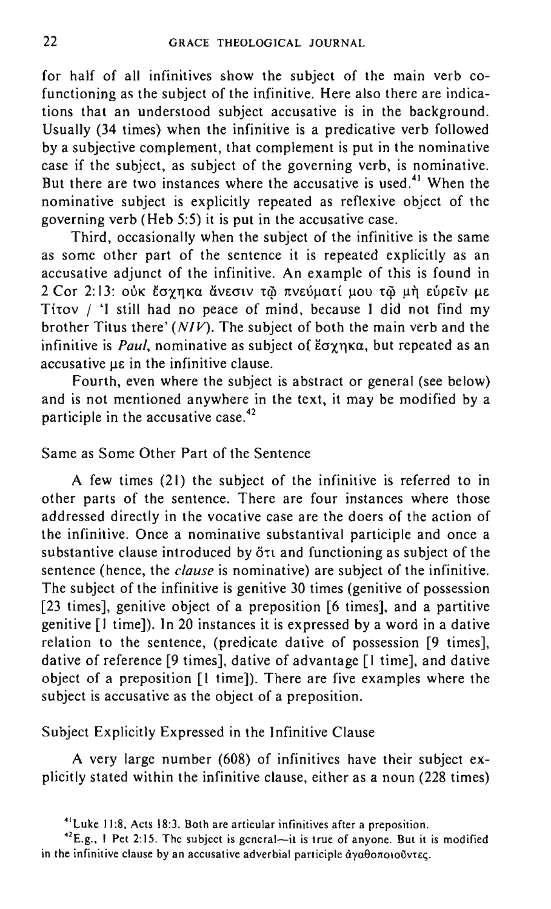for half of all infinitives show the subject of the main verb co-functioning as the subject of the infinitive. Here also there are indications that an understood subject accusative is in the background. Usually (34 times) when the infinitive is a predicative verb followed by a subjective complement, that complement is put in the nominative case if the subject, as subject of the governing verb, is nominative. But there are two instances where the accusative is used.[41] When the nominative subject is explicitly repeated as reflexive object of the governing verb (Heb 5:5) it is put in the accusative case.

Third, occasionally when the subject of the infinitive is the same as some other part of the sentence it is repeated explicitly as an accusative adjunct of the infinitive. An example of this is found in 2 Cor 2:13: οὐκ ἔσχηκα ἄνεσιν τῷ πνεύματί μου τῷ μὴ εὑρεῖν με Τίτον / 'I still had no peace of mind, because I did not find my brother Titus there' (*NIV*). The subject of both the main verb and the infinitive is *Paul*, nominative as subject of ἔσχηκα, but repeated as an accusative με in the infinitive clause.

Fourth, even where the subject is abstract or general (see below) and is not mentioned anywhere in the text, it may be modified by a participle in the accusative case.[42]

## Same as Some Other Part of the Sentence

A few times (21) the subject of the infinitive is referred to in other parts of the sentence. There are four instances where those addressed directly in the vocative case are the doers of the action of the infinitive. Once a nominative substantival participle and once a substantive clause introduced by ὅτι and functioning as subject of the sentence (hence, the *clause* is nominative) are subject of the infinitive. The subject of the infinitive is genitive 30 times (genitive of possession [23 times], genitive object of a preposition [6 times], and a partitive genitive [1 time]). In 20 instances it is expressed by a word in a dative relation to the sentence, (predicate dative of possession [9 times], dative of reference [9 times], dative of advantage [1 time], and dative object of a preposition [1 time]). There are five examples where the subject is accusative as the object of a preposition.

## Subject Explicitly Expressed in the Infinitive Clause

A very large number (608) of infinitives have their subject explicitly stated within the infinitive clause, either as a noun (228 times)

---

[41] Luke 11:8, Acts 18:3. Both are articular infinitives after a preposition.

[42] E.g., 1 Pet 2:15. The subject is general—it is true of anyone. But it is modified in the infinitive clause by an accusative adverbial participle ἀγαθοποιοῦντες.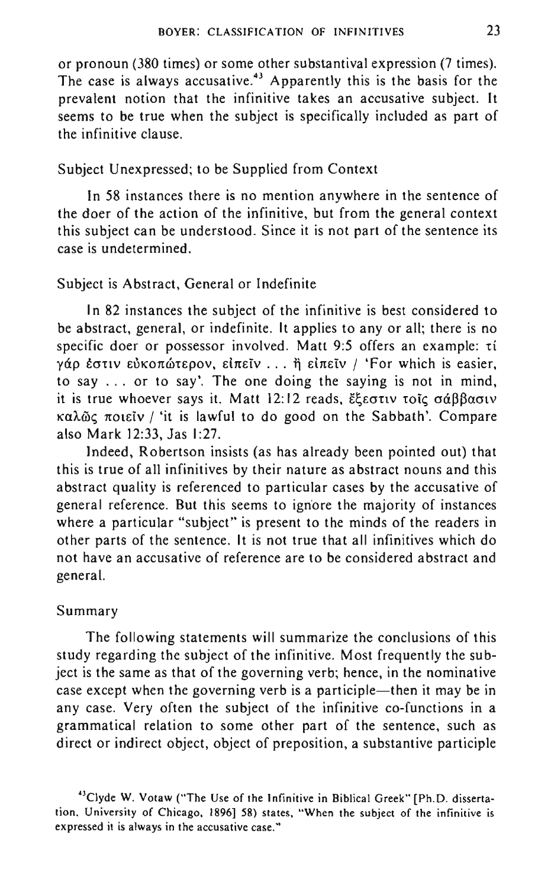or pronoun (380 times) or some other substantival expression (7 times). The case is always accusative.[43] Apparently this is the basis for the prevalent notion that the infinitive takes an accusative subject. It seems to be true when the subject is specifically included as part of the infinitive clause.

### Subject Unexpressed; to be Supplied from Context

In 58 instances there is no mention anywhere in the sentence of the doer of the action of the infinitive, but from the general context this subject can be understood. Since it is not part of the sentence its case is undetermined.

### Subject is Abstract, General or Indefinite

In 82 instances the subject of the infinitive is best considered to be abstract, general, or indefinite. It applies to any or all; there is no specific doer or possessor involved. Matt 9:5 offers an example: τί γάρ ἐστιν εὐκοπώτερον, εἰπεῖν . . . ἢ εἰπεῖν / 'For which is easier, to say . . . or to say'. The one doing the saying is not in mind, it is true whoever says it. Matt 12:12 reads, ἔξεστιν τοῖς σάββασιν καλῶς ποιεῖν / 'it is lawful to do good on the Sabbath'. Compare also Mark 12:33, Jas 1:27.

Indeed, Robertson insists (as has already been pointed out) that this is true of all infinitives by their nature as abstract nouns and this abstract quality is referenced to particular cases by the accusative of general reference. But this seems to ignore the majority of instances where a particular "subject" is present to the minds of the readers in other parts of the sentence. It is not true that all infinitives which do not have an accusative of reference are to be considered abstract and general.

### Summary

The following statements will summarize the conclusions of this study regarding the subject of the infinitive. Most frequently the subject is the same as that of the governing verb; hence, in the nominative case except when the governing verb is a participle—then it may be in any case. Very often the subject of the infinitive co-functions in a grammatical relation to some other part of the sentence, such as direct or indirect object, object of preposition, a substantive participle

[43] Clyde W. Votaw ("The Use of the Infinitive in Biblical Greek" [Ph.D. dissertation, University of Chicago, 1896] 58) states, "When the subject of the infinitive is expressed it is always in the accusative case."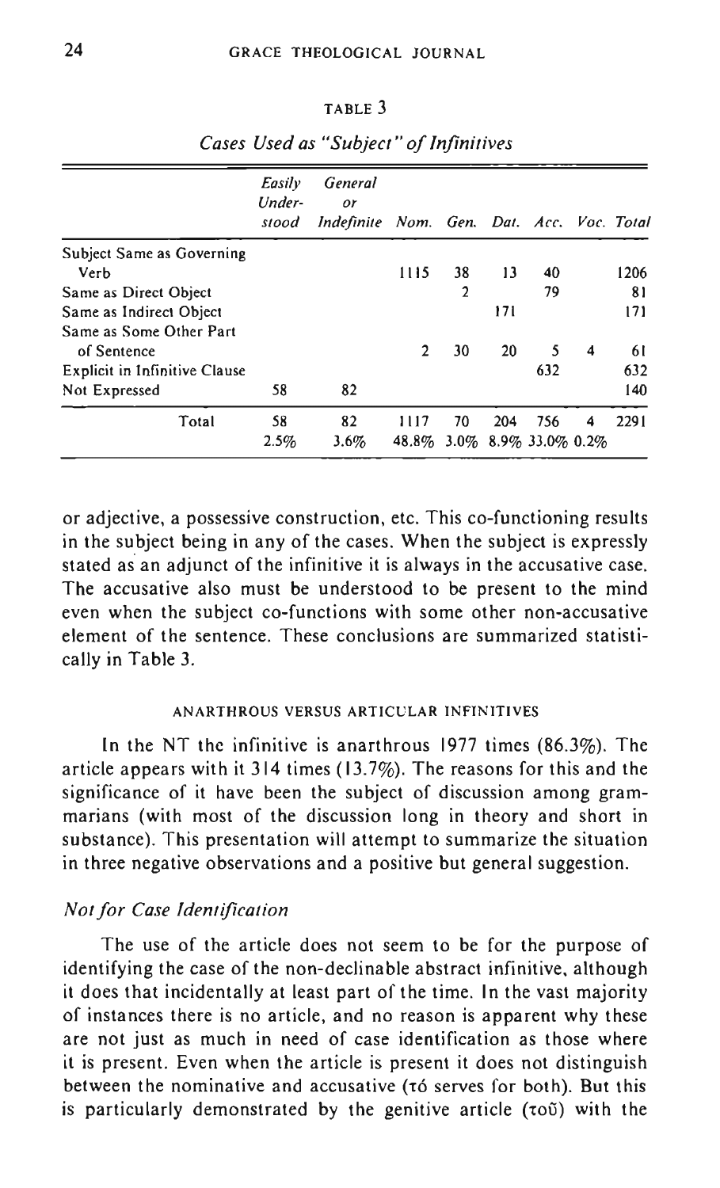TABLE 3

*Cases Used as "Subject" of Infinitives*

| | Easily Understood | General or Indefinite | Nom. | Gen. | Dat. | Acc. | Voc. | Total |
|---|---|---|---|---|---|---|---|---|
| Subject Same as Governing Verb | | | 1115 | 38 | 13 | 40 | | 1206 |
| Same as Direct Object | | | | 2 | | 79 | | 81 |
| Same as Indirect Object | | | | | 171 | | | 171 |
| Same as Some Other Part of Sentence | | | 2 | 30 | 20 | 5 | 4 | 61 |
| Explicit in Infinitive Clause | | | | | | 632 | | 632 |
| Not Expressed | 58 | 82 | | | | | | 140 |
| Total | 58<br>2.5% | 82<br>3.6% | 1117<br>48.8% | 70<br>3.0% | 204<br>8.9% | 756<br>33.0% | 4<br>0.2% | 2291 |

or adjective, a possessive construction, etc. This co-functioning results in the subject being in any of the cases. When the subject is expressly stated as an adjunct of the infinitive it is always in the accusative case. The accusative also must be understood to be present to the mind even when the subject co-functions with some other non-accusative element of the sentence. These conclusions are summarized statistically in Table 3.

## ANARTHROUS VERSUS ARTICULAR INFINITIVES

In the NT the infinitive is anarthrous 1977 times (86.3%). The article appears with it 314 times (13.7%). The reasons for this and the significance of it have been the subject of discussion among grammarians (with most of the discussion long in theory and short in substance). This presentation will attempt to summarize the situation in three negative observations and a positive but general suggestion.

### *Not for Case Identification*

The use of the article does not seem to be for the purpose of identifying the case of the non-declinable abstract infinitive, although it does that incidentally at least part of the time. In the vast majority of instances there is no article, and no reason is apparent why these are not just as much in need of case identification as those where it is present. Even when the article is present it does not distinguish between the nominative and accusative (τό serves for both). But this is particularly demonstrated by the genitive article (τοῦ) with the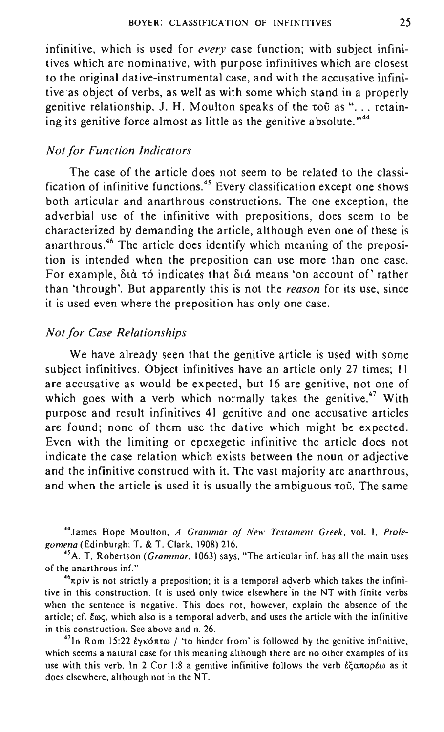infinitive, which is used for *every* case function; with subject infinitives which are nominative, with purpose infinitives which are closest to the original dative-instrumental case, and with the accusative infinitive as object of verbs, as well as with some which stand in a properly genitive relationship. J. H. Moulton speaks of the τοῦ as "... retaining its genitive force almost as little as the genitive absolute."[44]

### *Not for Function Indicators*

The case of the article does not seem to be related to the classification of infinitive functions.[45] Every classification except one shows both articular and anarthrous constructions. The one exception, the adverbial use of the infinitive with prepositions, does seem to be characterized by demanding the article, although even one of these is anarthrous.[46] The article does identify which meaning of the preposition is intended when the preposition can use more than one case. For example, διὰ τό indicates that διά means 'on account of' rather than 'through'. But apparently this is not the *reason* for its use, since it is used even where the preposition has only one case.

### *Not for Case Relationships*

We have already seen that the genitive article is used with some subject infinitives. Object infinitives have an article only 27 times; 11 are accusative as would be expected, but 16 are genitive, not one of which goes with a verb which normally takes the genitive.[47] With purpose and result infinitives 41 genitive and one accusative articles are found; none of them use the dative which might be expected. Even with the limiting or epexegetic infinitive the article does not indicate the case relation which exists between the noun or adjective and the infinitive construed with it. The vast majority are anarthrous, and when the article is used it is usually the ambiguous τοῦ. The same

---

[44] James Hope Moulton, *A Grammar of New Testament Greek*, vol. 1, *Prolegomena* (Edinburgh: T. & T. Clark, 1908) 216.

[45] A. T. Robertson (*Grammar*, 1063) says, "The articular inf. has all the main uses of the anarthrous inf."

[46] πρίν is not strictly a preposition; it is a temporal adverb which takes the infinitive in this construction. It is used only twice elsewhere in the NT with finite verbs when the sentence is negative. This does not, however, explain the absence of the article; cf. ἕως, which also is a temporal adverb, and uses the article with the infinitive in this construction. See above and n. 26.

[47] In Rom 15:22 ἐγκόπτω / 'to hinder from' is followed by the genitive infinitive, which seems a natural case for this meaning although there are no other examples of its use with this verb. In 2 Cor 1:8 a genitive infinitive follows the verb ἐξαπορέω as it does elsewhere, although not in the NT.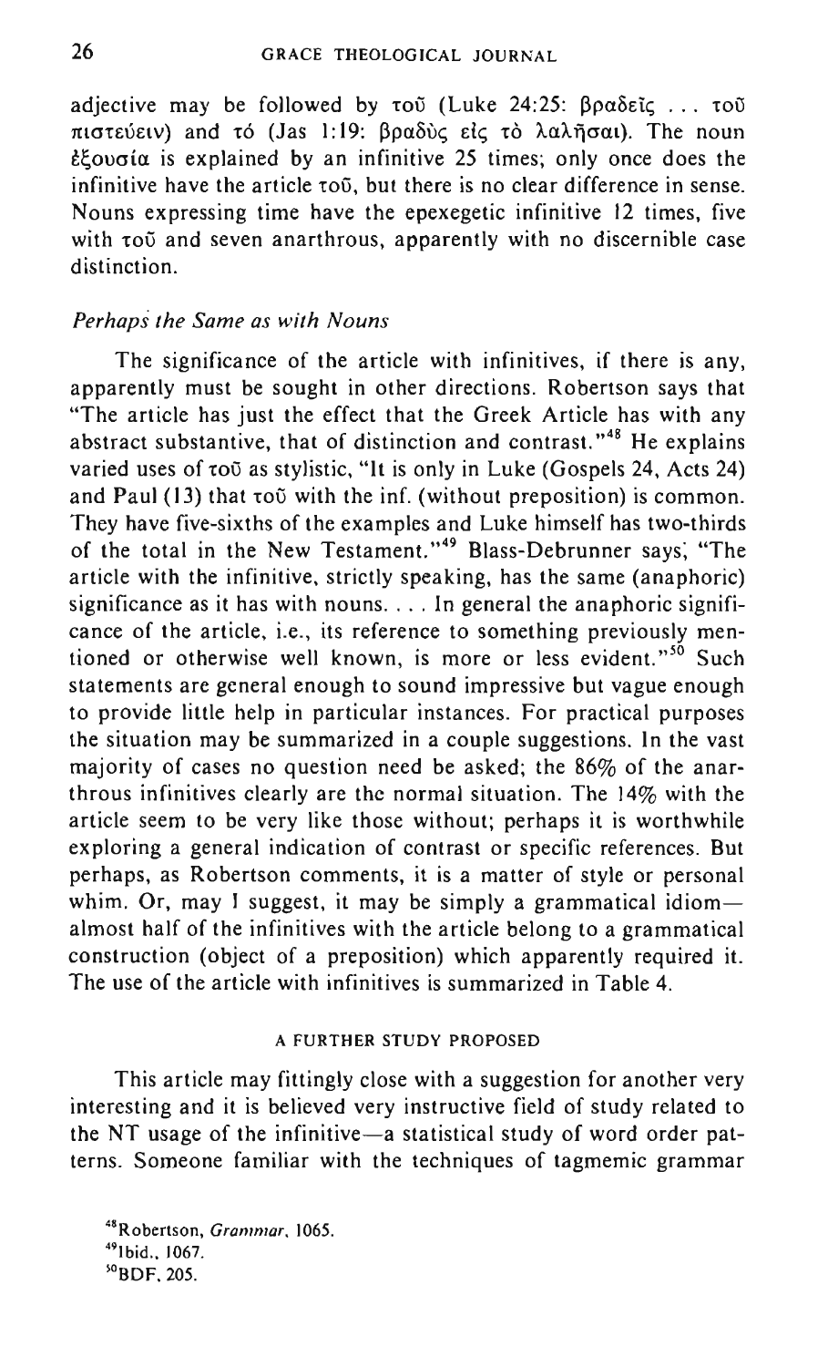adjective may be followed by τοῦ (Luke 24:25: βραδεῖς . . . τοῦ πιστεύειν) and τό (Jas 1:19: βραδὺς εἰς τὸ λαλῆσαι). The noun ἐξουσία is explained by an infinitive 25 times; only once does the infinitive have the article τοῦ, but there is no clear difference in sense. Nouns expressing time have the epexegetic infinitive 12 times, five with τοῦ and seven anarthrous, apparently with no discernible case distinction.

### *Perhaps the Same as with Nouns*

The significance of the article with infinitives, if there is any, apparently must be sought in other directions. Robertson says that "The article has just the effect that the Greek Article has with any abstract substantive, that of distinction and contrast."[48] He explains varied uses of τοῦ as stylistic, "It is only in Luke (Gospels 24, Acts 24) and Paul (13) that τοῦ with the inf. (without preposition) is common. They have five-sixths of the examples and Luke himself has two-thirds of the total in the New Testament."[49] Blass-Debrunner says, "The article with the infinitive, strictly speaking, has the same (anaphoric) significance as it has with nouns. . . . In general the anaphoric significance of the article, i.e., its reference to something previously mentioned or otherwise well known, is more or less evident."[50] Such statements are general enough to sound impressive but vague enough to provide little help in particular instances. For practical purposes the situation may be summarized in a couple suggestions. In the vast majority of cases no question need be asked; the 86% of the anarthrous infinitives clearly are the normal situation. The 14% with the article seem to be very like those without; perhaps it is worthwhile exploring a general indication of contrast or specific references. But perhaps, as Robertson comments, it is a matter of style or personal whim. Or, may I suggest, it may be simply a grammatical idiom—almost half of the infinitives with the article belong to a grammatical construction (object of a preposition) which apparently required it. The use of the article with infinitives is summarized in Table 4.

## A FURTHER STUDY PROPOSED

This article may fittingly close with a suggestion for another very interesting and it is believed very instructive field of study related to the NT usage of the infinitive—a statistical study of word order patterns. Someone familiar with the techniques of tagmemic grammar

[48] Robertson, *Grammar*, 1065.

[49] Ibid., 1067.

[50] BDF, 205.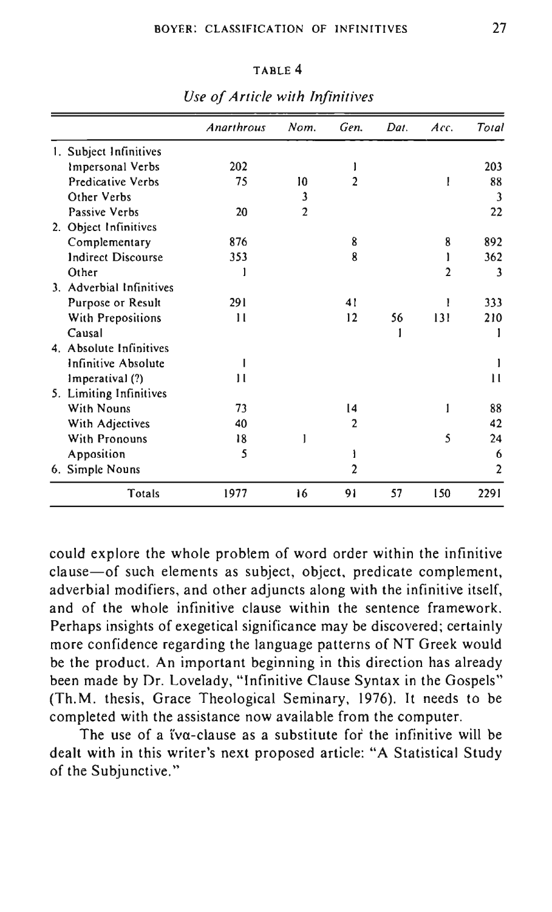TABLE 4

*Use of Article with Infinitives*

| | *Anarthrous* | *Nom.* | *Gen.* | *Dat.* | *Acc.* | *Total* |
|---|---|---|---|---|---|---|
| 1. Subject Infinitives | | | | | | |
| Impersonal Verbs | 202 | | 1 | | | 203 |
| Predicative Verbs | 75 | 10 | 2 | | 1 | 88 |
| Other Verbs | | 3 | | | | 3 |
| Passive Verbs | 20 | 2 | | | | 22 |
| 2. Object Infinitives | | | | | | |
| Complementary | 876 | | 8 | | 8 | 892 |
| Indirect Discourse | 353 | | 8 | | 1 | 362 |
| Other | 1 | | | | 2 | 3 |
| 3. Adverbial Infinitives | | | | | | |
| Purpose or Result | 291 | | 41 | | 1 | 333 |
| With Prepositions | 11 | | 12 | 56 | 131 | 210 |
| Causal | | | | 1 | | 1 |
| 4. Absolute Infinitives | | | | | | |
| Infinitive Absolute | 1 | | | | | 1 |
| Imperatival (?) | 11 | | | | | 11 |
| 5. Limiting Infinitives | | | | | | |
| With Nouns | 73 | | 14 | | 1 | 88 |
| With Adjectives | 40 | | 2 | | | 42 |
| With Pronouns | 18 | 1 | | | 5 | 24 |
| Apposition | 5 | | 1 | | | 6 |
| 6. Simple Nouns | | | 2 | | | 2 |
| Totals | 1977 | 16 | 91 | 57 | 150 | 2291 |

could explore the whole problem of word order within the infinitive clause—of such elements as subject, object, predicate complement, adverbial modifiers, and other adjuncts along with the infinitive itself, and of the whole infinitive clause within the sentence framework. Perhaps insights of exegetical significance may be discovered; certainly more confidence regarding the language patterns of NT Greek would be the product. An important beginning in this direction has already been made by Dr. Lovelady, "Infinitive Clause Syntax in the Gospels" (Th.M. thesis, Grace Theological Seminary, 1976). It needs to be completed with the assistance now available from the computer.

The use of a ἵνα-clause as a substitute for the infinitive will be dealt with in this writer's next proposed article: "A Statistical Study of the Subjunctive."